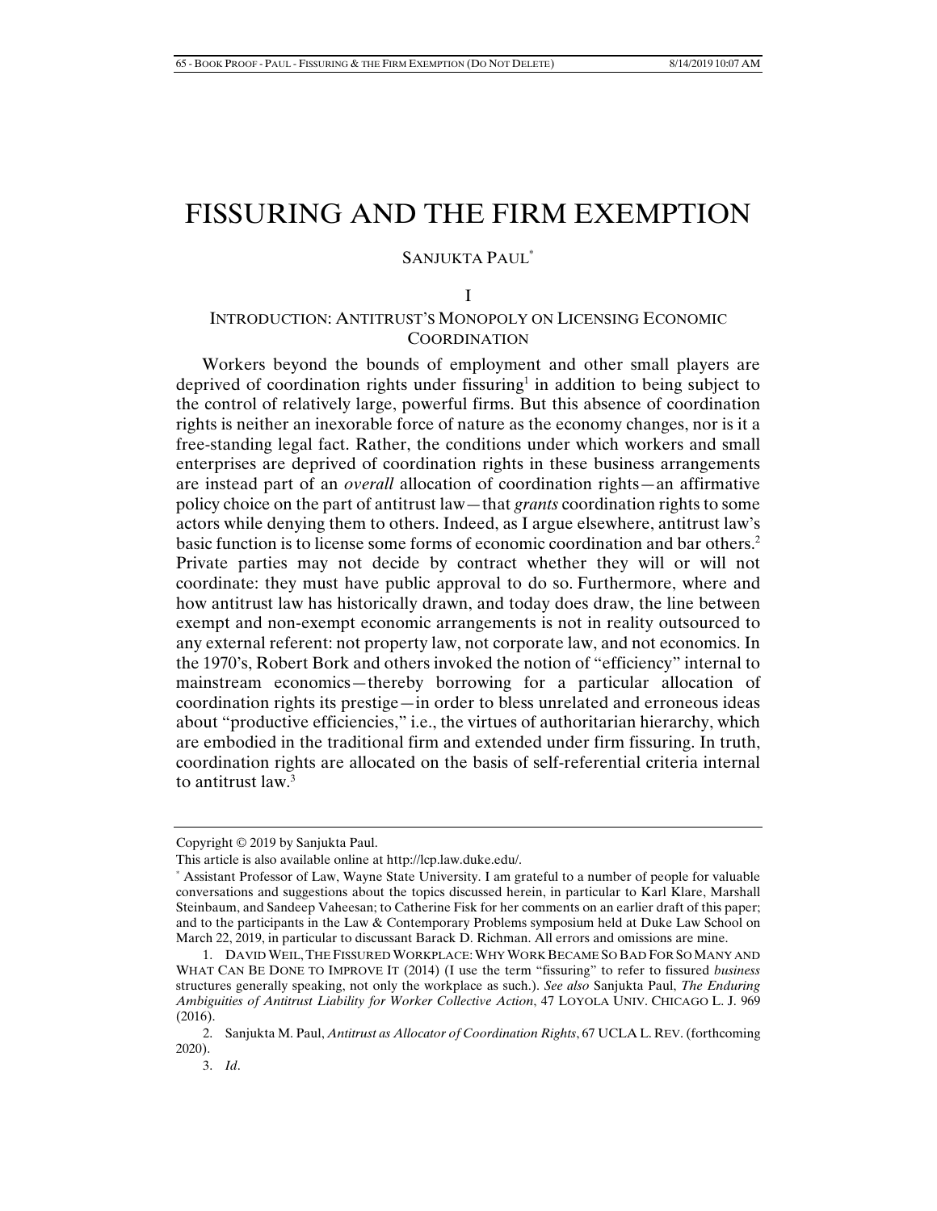# FISSURING AND THE FIRM EXEMPTION

SANJUKTA PAUL*

## I

## INTRODUCTION: ANTITRUST'S MONOPOLY ON LICENSING ECONOMIC COORDINATION

Workers beyond the bounds of employment and other small players are deprived of coordination rights under fissuring[1] in addition to being subject to the control of relatively large, powerful firms. But this absence of coordination rights is neither an inexorable force of nature as the economy changes, nor is it a free-standing legal fact. Rather, the conditions under which workers and small enterprises are deprived of coordination rights in these business arrangements are instead part of an *overall* allocation of coordination rights—an affirmative policy choice on the part of antitrust law—that *grants* coordination rights to some actors while denying them to others. Indeed, as I argue elsewhere, antitrust law's basic function is to license some forms of economic coordination and bar others.[2] Private parties may not decide by contract whether they will or will not coordinate: they must have public approval to do so. Furthermore, where and how antitrust law has historically drawn, and today does draw, the line between exempt and non-exempt economic arrangements is not in reality outsourced to any external referent: not property law, not corporate law, and not economics. In the 1970's, Robert Bork and others invoked the notion of "efficiency" internal to mainstream economics—thereby borrowing for a particular allocation of coordination rights its prestige—in order to bless unrelated and erroneous ideas about "productive efficiencies," i.e., the virtues of authoritarian hierarchy, which are embodied in the traditional firm and extended under firm fissuring. In truth, coordination rights are allocated on the basis of self-referential criteria internal to antitrust law.[3]

---

Copyright © 2019 by Sanjukta Paul.

This article is also available online at http://lcp.law.duke.edu/.

\* Assistant Professor of Law, Wayne State University. I am grateful to a number of people for valuable conversations and suggestions about the topics discussed herein, in particular to Karl Klare, Marshall Steinbaum, and Sandeep Vaheesan; to Catherine Fisk for her comments on an earlier draft of this paper; and to the participants in the Law & Contemporary Problems symposium held at Duke Law School on March 22, 2019, in particular to discussant Barack D. Richman. All errors and omissions are mine.

1. DAVID WEIL, THE FISSURED WORKPLACE: WHY WORK BECAME SO BAD FOR SO MANY AND WHAT CAN BE DONE TO IMPROVE IT (2014) (I use the term "fissuring" to refer to fissured *business* structures generally speaking, not only the workplace as such.). *See also* Sanjukta Paul, *The Enduring Ambiguities of Antitrust Liability for Worker Collective Action*, 47 LOYOLA UNIV. CHICAGO L. J. 969 (2016).

2. Sanjukta M. Paul, *Antitrust as Allocator of Coordination Rights*, 67 UCLA L. REV. (forthcoming 2020).

3. *Id*.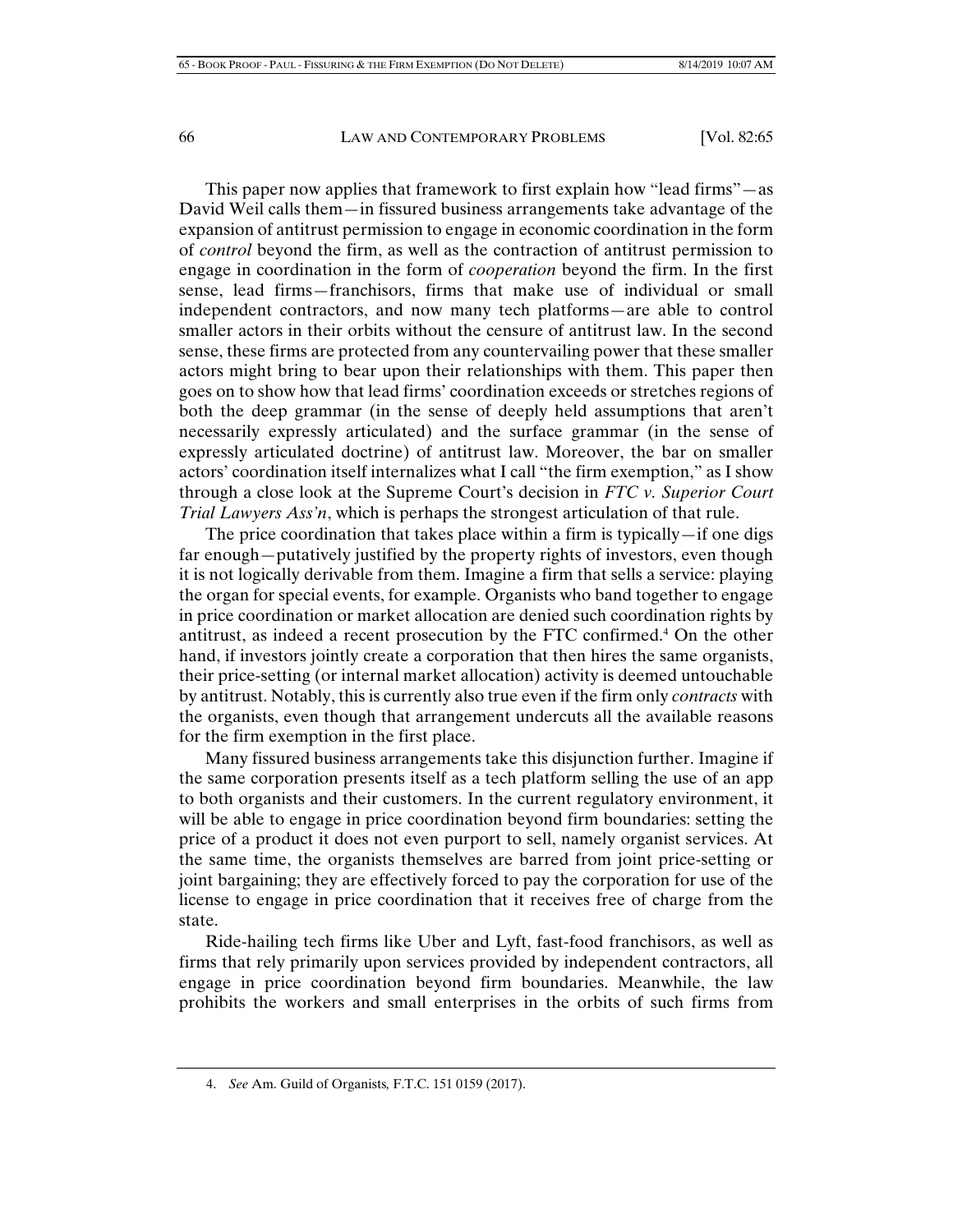This paper now applies that framework to first explain how "lead firms"—as David Weil calls them—in fissured business arrangements take advantage of the expansion of antitrust permission to engage in economic coordination in the form of *control* beyond the firm, as well as the contraction of antitrust permission to engage in coordination in the form of *cooperation* beyond the firm. In the first sense, lead firms—franchisors, firms that make use of individual or small independent contractors, and now many tech platforms—are able to control smaller actors in their orbits without the censure of antitrust law. In the second sense, these firms are protected from any countervailing power that these smaller actors might bring to bear upon their relationships with them. This paper then goes on to show how that lead firms' coordination exceeds or stretches regions of both the deep grammar (in the sense of deeply held assumptions that aren't necessarily expressly articulated) and the surface grammar (in the sense of expressly articulated doctrine) of antitrust law. Moreover, the bar on smaller actors' coordination itself internalizes what I call "the firm exemption," as I show through a close look at the Supreme Court's decision in *FTC v. Superior Court Trial Lawyers Ass'n*, which is perhaps the strongest articulation of that rule.

The price coordination that takes place within a firm is typically—if one digs far enough—putatively justified by the property rights of investors, even though it is not logically derivable from them. Imagine a firm that sells a service: playing the organ for special events, for example. Organists who band together to engage in price coordination or market allocation are denied such coordination rights by antitrust, as indeed a recent prosecution by the FTC confirmed.[4] On the other hand, if investors jointly create a corporation that then hires the same organists, their price-setting (or internal market allocation) activity is deemed untouchable by antitrust. Notably, this is currently also true even if the firm only *contracts* with the organists, even though that arrangement undercuts all the available reasons for the firm exemption in the first place.

Many fissured business arrangements take this disjunction further. Imagine if the same corporation presents itself as a tech platform selling the use of an app to both organists and their customers. In the current regulatory environment, it will be able to engage in price coordination beyond firm boundaries: setting the price of a product it does not even purport to sell, namely organist services. At the same time, the organists themselves are barred from joint price-setting or joint bargaining; they are effectively forced to pay the corporation for use of the license to engage in price coordination that it receives free of charge from the state.

Ride-hailing tech firms like Uber and Lyft, fast-food franchisors, as well as firms that rely primarily upon services provided by independent contractors, all engage in price coordination beyond firm boundaries. Meanwhile, the law prohibits the workers and small enterprises in the orbits of such firms from

---

4. *See* Am. Guild of Organists*,* F.T.C. 151 0159 (2017).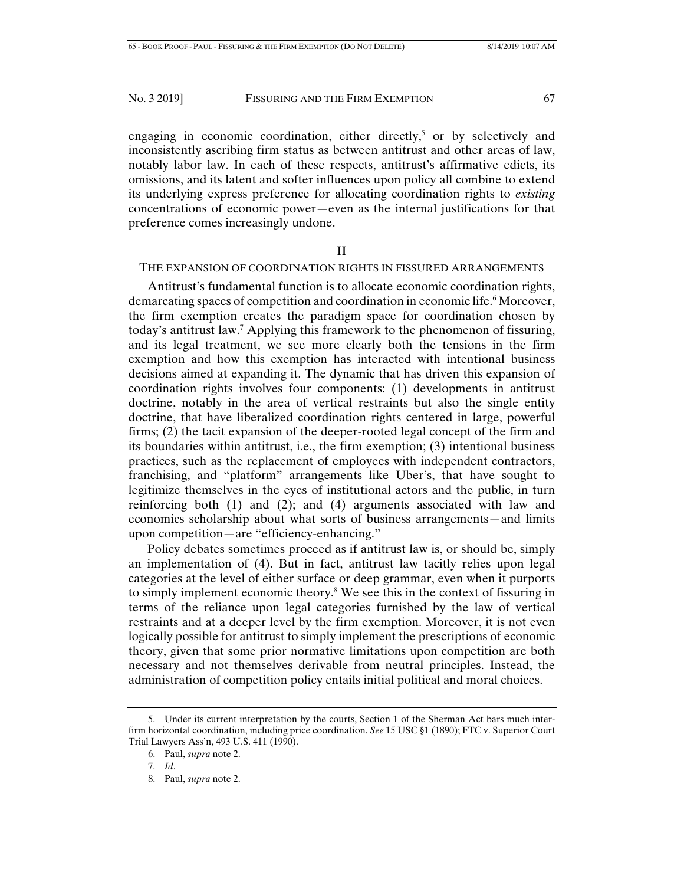engaging in economic coordination, either directly,[5] or by selectively and inconsistently ascribing firm status as between antitrust and other areas of law, notably labor law. In each of these respects, antitrust's affirmative edicts, its omissions, and its latent and softer influences upon policy all combine to extend its underlying express preference for allocating coordination rights to *existing* concentrations of economic power—even as the internal justifications for that preference comes increasingly undone.

## II

## THE EXPANSION OF COORDINATION RIGHTS IN FISSURED ARRANGEMENTS

Antitrust's fundamental function is to allocate economic coordination rights, demarcating spaces of competition and coordination in economic life.[6] Moreover, the firm exemption creates the paradigm space for coordination chosen by today's antitrust law.[7] Applying this framework to the phenomenon of fissuring, and its legal treatment, we see more clearly both the tensions in the firm exemption and how this exemption has interacted with intentional business decisions aimed at expanding it. The dynamic that has driven this expansion of coordination rights involves four components: (1) developments in antitrust doctrine, notably in the area of vertical restraints but also the single entity doctrine, that have liberalized coordination rights centered in large, powerful firms; (2) the tacit expansion of the deeper-rooted legal concept of the firm and its boundaries within antitrust, i.e., the firm exemption; (3) intentional business practices, such as the replacement of employees with independent contractors, franchising, and "platform" arrangements like Uber's, that have sought to legitimize themselves in the eyes of institutional actors and the public, in turn reinforcing both (1) and (2); and (4) arguments associated with law and economics scholarship about what sorts of business arrangements—and limits upon competition—are "efficiency-enhancing."

Policy debates sometimes proceed as if antitrust law is, or should be, simply an implementation of (4). But in fact, antitrust law tacitly relies upon legal categories at the level of either surface or deep grammar, even when it purports to simply implement economic theory.[8] We see this in the context of fissuring in terms of the reliance upon legal categories furnished by the law of vertical restraints and at a deeper level by the firm exemption. Moreover, it is not even logically possible for antitrust to simply implement the prescriptions of economic theory, given that some prior normative limitations upon competition are both necessary and not themselves derivable from neutral principles. Instead, the administration of competition policy entails initial political and moral choices.

---

5. Under its current interpretation by the courts, Section 1 of the Sherman Act bars much inter-firm horizontal coordination, including price coordination. *See* 15 USC §1 (1890); FTC v. Superior Court Trial Lawyers Ass'n, 493 U.S. 411 (1990).

6. Paul, *supra* note 2.

7. *Id*.

8. Paul, *supra* note 2.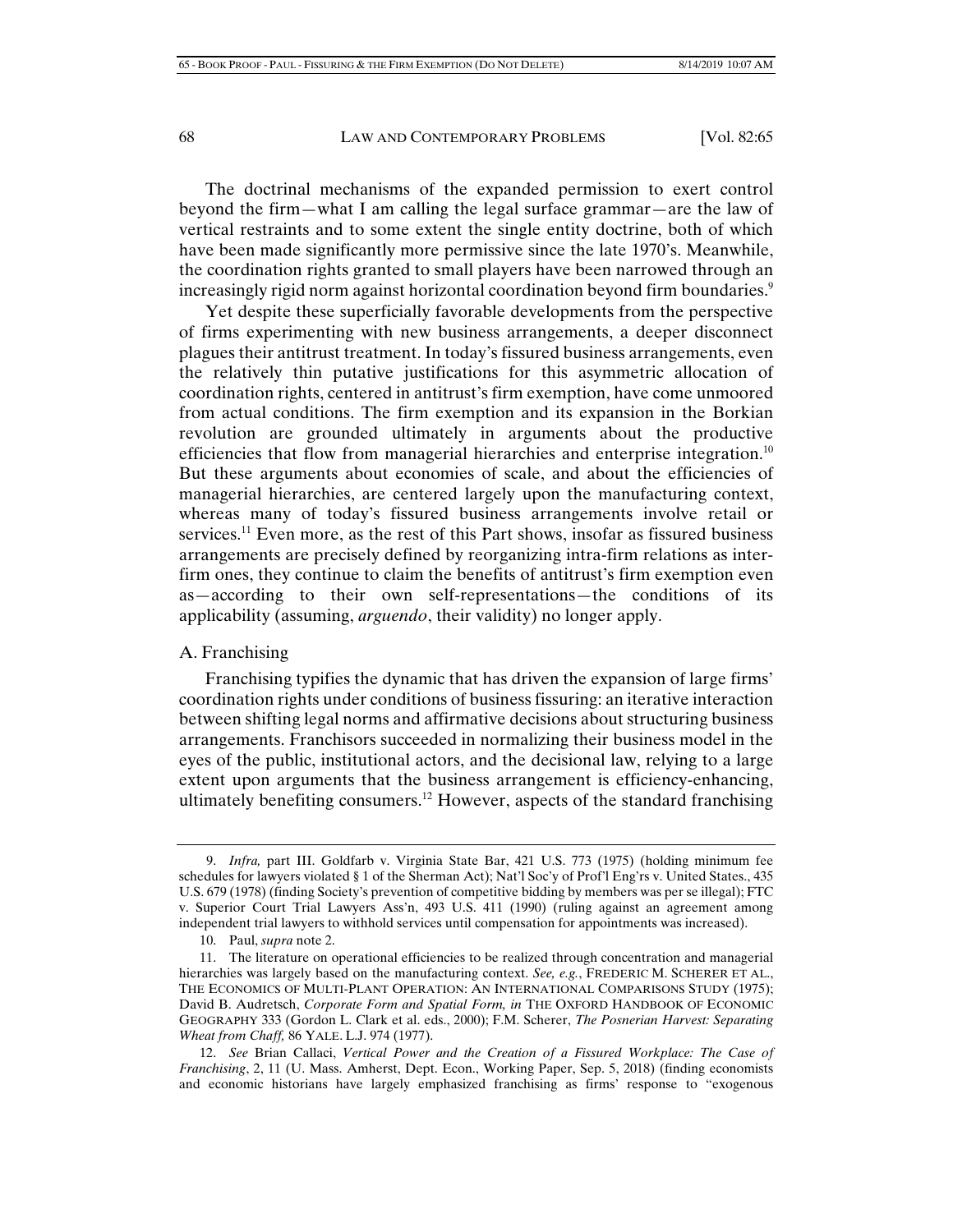The doctrinal mechanisms of the expanded permission to exert control beyond the firm—what I am calling the legal surface grammar—are the law of vertical restraints and to some extent the single entity doctrine, both of which have been made significantly more permissive since the late 1970's. Meanwhile, the coordination rights granted to small players have been narrowed through an increasingly rigid norm against horizontal coordination beyond firm boundaries.[9]

Yet despite these superficially favorable developments from the perspective of firms experimenting with new business arrangements, a deeper disconnect plagues their antitrust treatment. In today's fissured business arrangements, even the relatively thin putative justifications for this asymmetric allocation of coordination rights, centered in antitrust's firm exemption, have come unmoored from actual conditions. The firm exemption and its expansion in the Borkian revolution are grounded ultimately in arguments about the productive efficiencies that flow from managerial hierarchies and enterprise integration.[10] But these arguments about economies of scale, and about the efficiencies of managerial hierarchies, are centered largely upon the manufacturing context, whereas many of today's fissured business arrangements involve retail or services.[11] Even more, as the rest of this Part shows, insofar as fissured business arrangements are precisely defined by reorganizing intra-firm relations as inter-firm ones, they continue to claim the benefits of antitrust's firm exemption even as—according to their own self-representations—the conditions of its applicability (assuming, *arguendo*, their validity) no longer apply.

## A. Franchising

Franchising typifies the dynamic that has driven the expansion of large firms' coordination rights under conditions of business fissuring: an iterative interaction between shifting legal norms and affirmative decisions about structuring business arrangements. Franchisors succeeded in normalizing their business model in the eyes of the public, institutional actors, and the decisional law, relying to a large extent upon arguments that the business arrangement is efficiency-enhancing, ultimately benefiting consumers.[12] However, aspects of the standard franchising

---

9. *Infra,* part III. Goldfarb v. Virginia State Bar, 421 U.S. 773 (1975) (holding minimum fee schedules for lawyers violated § 1 of the Sherman Act); Nat'l Soc'y of Prof'l Eng'rs v. United States., 435 U.S. 679 (1978) (finding Society's prevention of competitive bidding by members was per se illegal); FTC v. Superior Court Trial Lawyers Ass'n, 493 U.S. 411 (1990) (ruling against an agreement among independent trial lawyers to withhold services until compensation for appointments was increased).

10. Paul, *supra* note 2.

11. The literature on operational efficiencies to be realized through concentration and managerial hierarchies was largely based on the manufacturing context. *See, e.g.*, FREDERIC M. SCHERER ET AL., THE ECONOMICS OF MULTI-PLANT OPERATION: AN INTERNATIONAL COMPARISONS STUDY (1975); David B. Audretsch, *Corporate Form and Spatial Form, in* THE OXFORD HANDBOOK OF ECONOMIC GEOGRAPHY 333 (Gordon L. Clark et al. eds., 2000); F.M. Scherer, *The Posnerian Harvest: Separating Wheat from Chaff,* 86 YALE. L.J. 974 (1977).

12. *See* Brian Callaci, *Vertical Power and the Creation of a Fissured Workplace: The Case of Franchising*, 2, 11 (U. Mass. Amherst, Dept. Econ., Working Paper, Sep. 5, 2018) (finding economists and economic historians have largely emphasized franchising as firms' response to "exogenous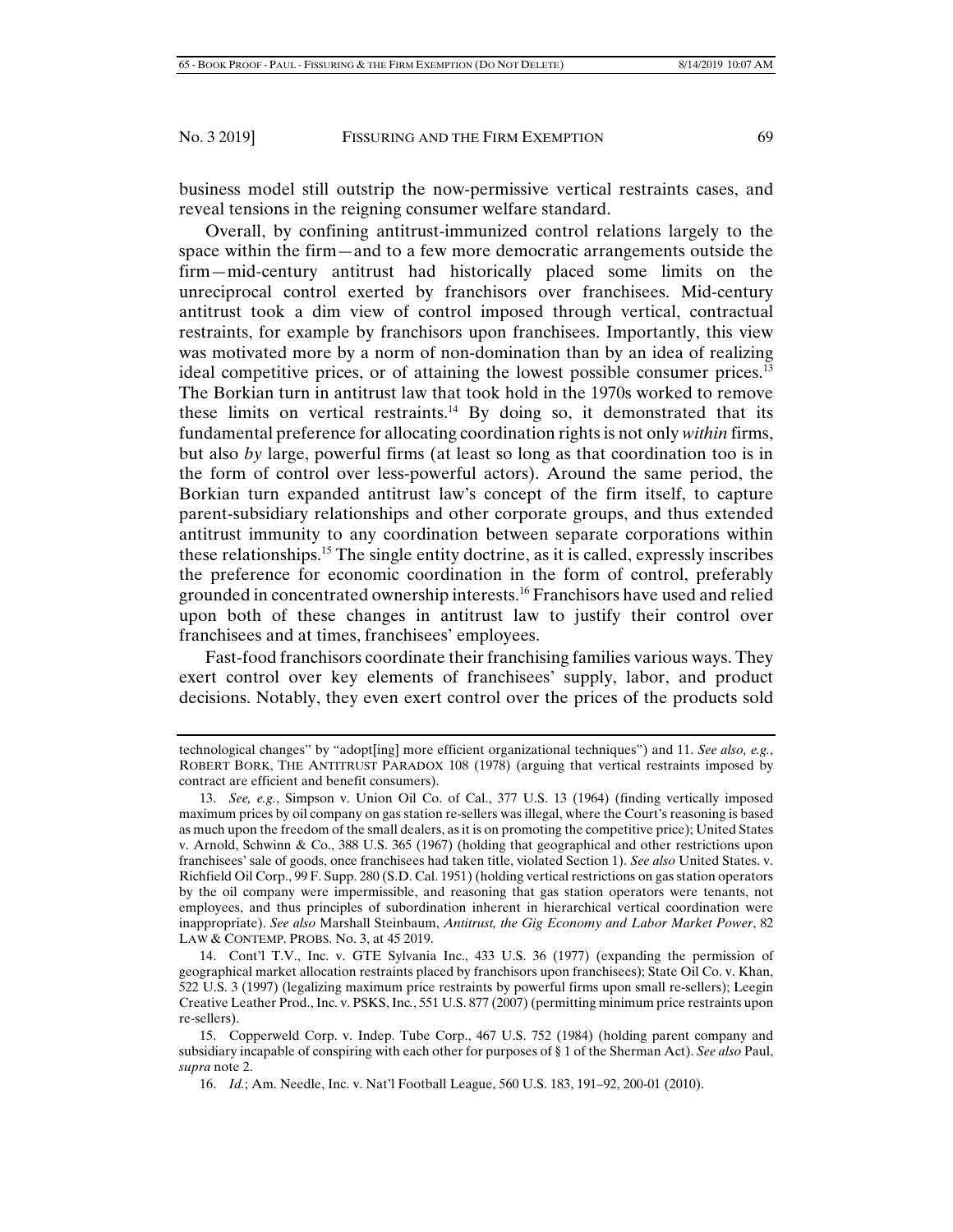business model still outstrip the now-permissive vertical restraints cases, and reveal tensions in the reigning consumer welfare standard.

Overall, by confining antitrust-immunized control relations largely to the space within the firm—and to a few more democratic arrangements outside the firm—mid-century antitrust had historically placed some limits on the unreciprocal control exerted by franchisors over franchisees. Mid-century antitrust took a dim view of control imposed through vertical, contractual restraints, for example by franchisors upon franchisees. Importantly, this view was motivated more by a norm of non-domination than by an idea of realizing ideal competitive prices, or of attaining the lowest possible consumer prices.[13] The Borkian turn in antitrust law that took hold in the 1970s worked to remove these limits on vertical restraints.[14] By doing so, it demonstrated that its fundamental preference for allocating coordination rights is not only *within* firms, but also *by* large, powerful firms (at least so long as that coordination too is in the form of control over less-powerful actors). Around the same period, the Borkian turn expanded antitrust law's concept of the firm itself, to capture parent-subsidiary relationships and other corporate groups, and thus extended antitrust immunity to any coordination between separate corporations within these relationships.[15] The single entity doctrine, as it is called, expressly inscribes the preference for economic coordination in the form of control, preferably grounded in concentrated ownership interests.[16] Franchisors have used and relied upon both of these changes in antitrust law to justify their control over franchisees and at times, franchisees' employees.

Fast-food franchisors coordinate their franchising families various ways. They exert control over key elements of franchisees' supply, labor, and product decisions. Notably, they even exert control over the prices of the products sold

---

technological changes" by "adopt[ing] more efficient organizational techniques") and 11. *See also, e.g.*, ROBERT BORK, THE ANTITRUST PARADOX 108 (1978) (arguing that vertical restraints imposed by contract are efficient and benefit consumers).

13. *See, e.g.*, Simpson v. Union Oil Co. of Cal., 377 U.S. 13 (1964) (finding vertically imposed maximum prices by oil company on gas station re-sellers was illegal, where the Court's reasoning is based as much upon the freedom of the small dealers, as it is on promoting the competitive price); United States v. Arnold, Schwinn & Co., 388 U.S. 365 (1967) (holding that geographical and other restrictions upon franchisees' sale of goods, once franchisees had taken title, violated Section 1). *See also* United States. v. Richfield Oil Corp., 99 F. Supp. 280 (S.D. Cal. 1951) (holding vertical restrictions on gas station operators by the oil company were impermissible, and reasoning that gas station operators were tenants, not employees, and thus principles of subordination inherent in hierarchical vertical coordination were inappropriate). *See also* Marshall Steinbaum, *Antitrust, the Gig Economy and Labor Market Power*, 82 LAW & CONTEMP. PROBS. No. 3, at 45 2019.

14. Cont'l T.V., Inc. v. GTE Sylvania Inc., 433 U.S. 36 (1977) (expanding the permission of geographical market allocation restraints placed by franchisors upon franchisees); State Oil Co. v. Khan, 522 U.S. 3 (1997) (legalizing maximum price restraints by powerful firms upon small re-sellers); Leegin Creative Leather Prod., Inc. v. PSKS, Inc., 551 U.S. 877 (2007) (permitting minimum price restraints upon re-sellers).

15. Copperweld Corp. v. Indep. Tube Corp., 467 U.S. 752 (1984) (holding parent company and subsidiary incapable of conspiring with each other for purposes of § 1 of the Sherman Act). *See also* Paul, *supra* note 2.

16. *Id.*; Am. Needle, Inc. v. Nat'l Football League, 560 U.S. 183, 191–92, 200-01 (2010).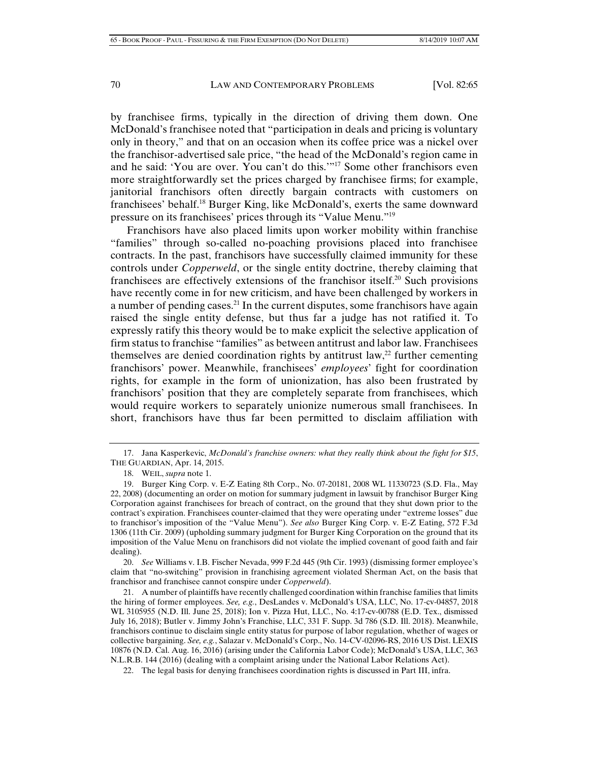by franchisee firms, typically in the direction of driving them down. One McDonald's franchisee noted that "participation in deals and pricing is voluntary only in theory," and that on an occasion when its coffee price was a nickel over the franchisor-advertised sale price, "the head of the McDonald's region came in and he said: 'You are over. You can't do this.'"[17] Some other franchisors even more straightforwardly set the prices charged by franchisee firms; for example, janitorial franchisors often directly bargain contracts with customers on franchisees' behalf.[18] Burger King, like McDonald's, exerts the same downward pressure on its franchisees' prices through its "Value Menu."[19]

Franchisors have also placed limits upon worker mobility within franchise "families" through so-called no-poaching provisions placed into franchisee contracts. In the past, franchisors have successfully claimed immunity for these controls under *Copperweld*, or the single entity doctrine, thereby claiming that franchisees are effectively extensions of the franchisor itself.[20] Such provisions have recently come in for new criticism, and have been challenged by workers in a number of pending cases.[21] In the current disputes, some franchisors have again raised the single entity defense, but thus far a judge has not ratified it. To expressly ratify this theory would be to make explicit the selective application of firm status to franchise "families" as between antitrust and labor law. Franchisees themselves are denied coordination rights by antitrust law,[22] further cementing franchisors' power. Meanwhile, franchisees' *employees*' fight for coordination rights, for example in the form of unionization, has also been frustrated by franchisors' position that they are completely separate from franchisees, which would require workers to separately unionize numerous small franchisees. In short, franchisors have thus far been permitted to disclaim affiliation with

---

17. Jana Kasperkevic, *McDonald's franchise owners: what they really think about the fight for $15*, THE GUARDIAN, Apr. 14, 2015.

18. WEIL, *supra* note 1.

19. Burger King Corp. v. E-Z Eating 8th Corp., No. 07-20181, 2008 WL 11330723 (S.D. Fla., May 22, 2008) (documenting an order on motion for summary judgment in lawsuit by franchisor Burger King Corporation against franchisees for breach of contract, on the ground that they shut down prior to the contract's expiration. Franchisees counter-claimed that they were operating under "extreme losses" due to franchisor's imposition of the "Value Menu"). *See also* Burger King Corp. v. E-Z Eating, 572 F.3d 1306 (11th Cir. 2009) (upholding summary judgment for Burger King Corporation on the ground that its imposition of the Value Menu on franchisors did not violate the implied covenant of good faith and fair dealing).

20. *See* Williams v. I.B. Fischer Nevada, 999 F.2d 445 (9th Cir. 1993) (dismissing former employee's claim that "no-switching" provision in franchising agreement violated Sherman Act, on the basis that franchisor and franchisee cannot conspire under *Copperweld*).

21. A number of plaintiffs have recently challenged coordination within franchise families that limits the hiring of former employees. *See, e.g.*, DesLandes v. McDonald's USA, LLC, No. 17-cv-04857, 2018 WL 3105955 (N.D. Ill. June 25, 2018); Ion v. Pizza Hut, LLC., No. 4:17-cv-00788 (E.D. Tex., dismissed July 16, 2018); Butler v. Jimmy John's Franchise, LLC, 331 F. Supp. 3d 786 (S.D. Ill. 2018). Meanwhile, franchisors continue to disclaim single entity status for purpose of labor regulation, whether of wages or collective bargaining. *See, e.g.*, Salazar v. McDonald's Corp., No. 14-CV-02096-RS, 2016 US Dist. LEXIS 10876 (N.D. Cal. Aug. 16, 2016) (arising under the California Labor Code); McDonald's USA, LLC, 363 N.L.R.B. 144 (2016) (dealing with a complaint arising under the National Labor Relations Act).

22. The legal basis for denying franchisees coordination rights is discussed in Part III, infra.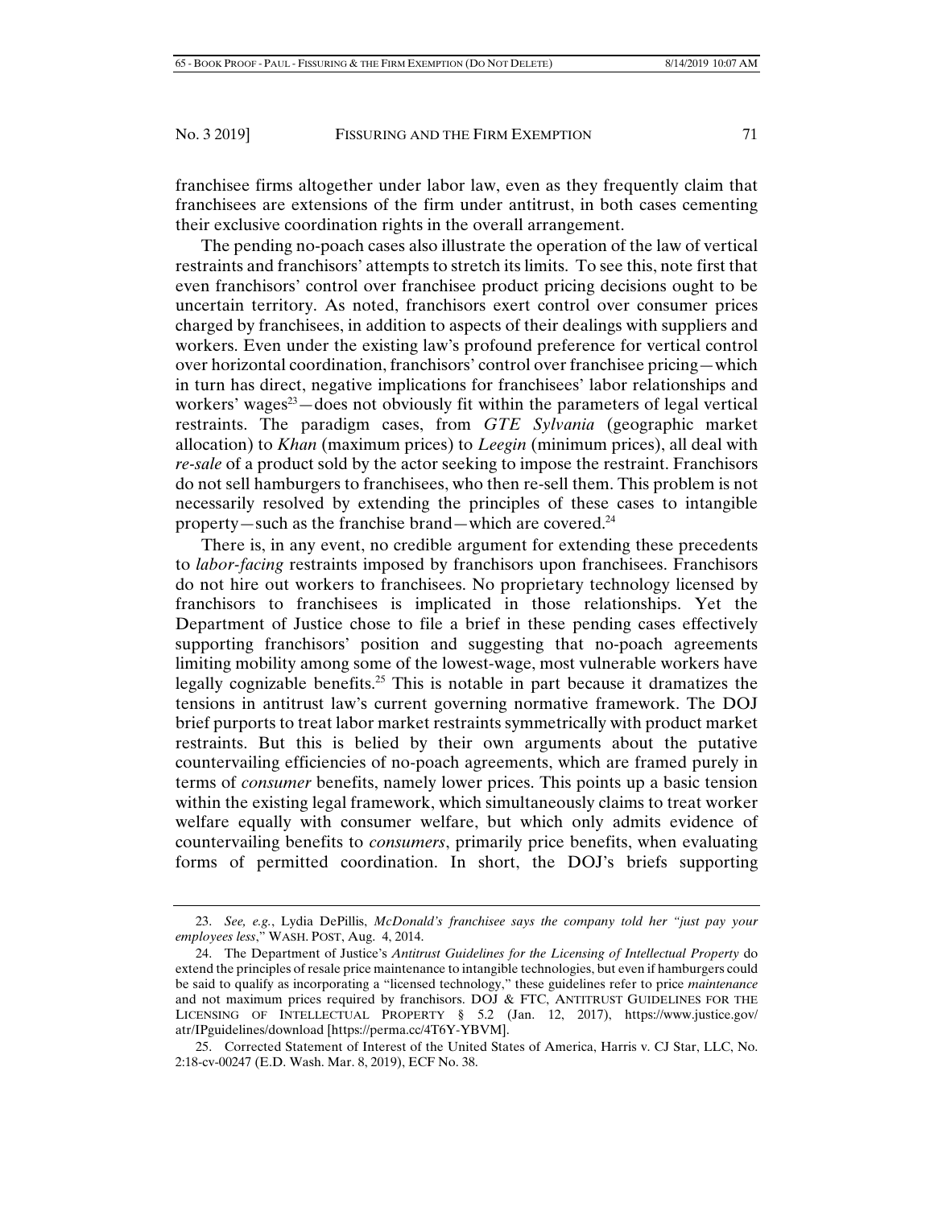franchisee firms altogether under labor law, even as they frequently claim that franchisees are extensions of the firm under antitrust, in both cases cementing their exclusive coordination rights in the overall arrangement.

The pending no-poach cases also illustrate the operation of the law of vertical restraints and franchisors' attempts to stretch its limits. To see this, note first that even franchisors' control over franchisee product pricing decisions ought to be uncertain territory. As noted, franchisors exert control over consumer prices charged by franchisees, in addition to aspects of their dealings with suppliers and workers. Even under the existing law's profound preference for vertical control over horizontal coordination, franchisors' control over franchisee pricing—which in turn has direct, negative implications for franchisees' labor relationships and workers' wages[23]—does not obviously fit within the parameters of legal vertical restraints. The paradigm cases, from *GTE Sylvania* (geographic market allocation) to *Khan* (maximum prices) to *Leegin* (minimum prices), all deal with *re-sale* of a product sold by the actor seeking to impose the restraint. Franchisors do not sell hamburgers to franchisees, who then re-sell them. This problem is not necessarily resolved by extending the principles of these cases to intangible property—such as the franchise brand—which are covered.[24]

There is, in any event, no credible argument for extending these precedents to *labor-facing* restraints imposed by franchisors upon franchisees. Franchisors do not hire out workers to franchisees. No proprietary technology licensed by franchisors to franchisees is implicated in those relationships. Yet the Department of Justice chose to file a brief in these pending cases effectively supporting franchisors' position and suggesting that no-poach agreements limiting mobility among some of the lowest-wage, most vulnerable workers have legally cognizable benefits.[25] This is notable in part because it dramatizes the tensions in antitrust law's current governing normative framework. The DOJ brief purports to treat labor market restraints symmetrically with product market restraints. But this is belied by their own arguments about the putative countervailing efficiencies of no-poach agreements, which are framed purely in terms of *consumer* benefits, namely lower prices. This points up a basic tension within the existing legal framework, which simultaneously claims to treat worker welfare equally with consumer welfare, but which only admits evidence of countervailing benefits to *consumers*, primarily price benefits, when evaluating forms of permitted coordination. In short, the DOJ's briefs supporting

---

23. *See, e.g.*, Lydia DePillis, *McDonald's franchisee says the company told her "just pay your employees less*," WASH. POST, Aug. 4, 2014.

24. The Department of Justice's *Antitrust Guidelines for the Licensing of Intellectual Property* do extend the principles of resale price maintenance to intangible technologies, but even if hamburgers could be said to qualify as incorporating a "licensed technology," these guidelines refer to price *maintenance* and not maximum prices required by franchisors. DOJ & FTC, ANTITRUST GUIDELINES FOR THE LICENSING OF INTELLECTUAL PROPERTY § 5.2 (Jan. 12, 2017), https://www.justice.gov/atr/IPguidelines/download [https://perma.cc/4T6Y-YBVM].

25. Corrected Statement of Interest of the United States of America, Harris v. CJ Star, LLC, No. 2:18-cv-00247 (E.D. Wash. Mar. 8, 2019), ECF No. 38.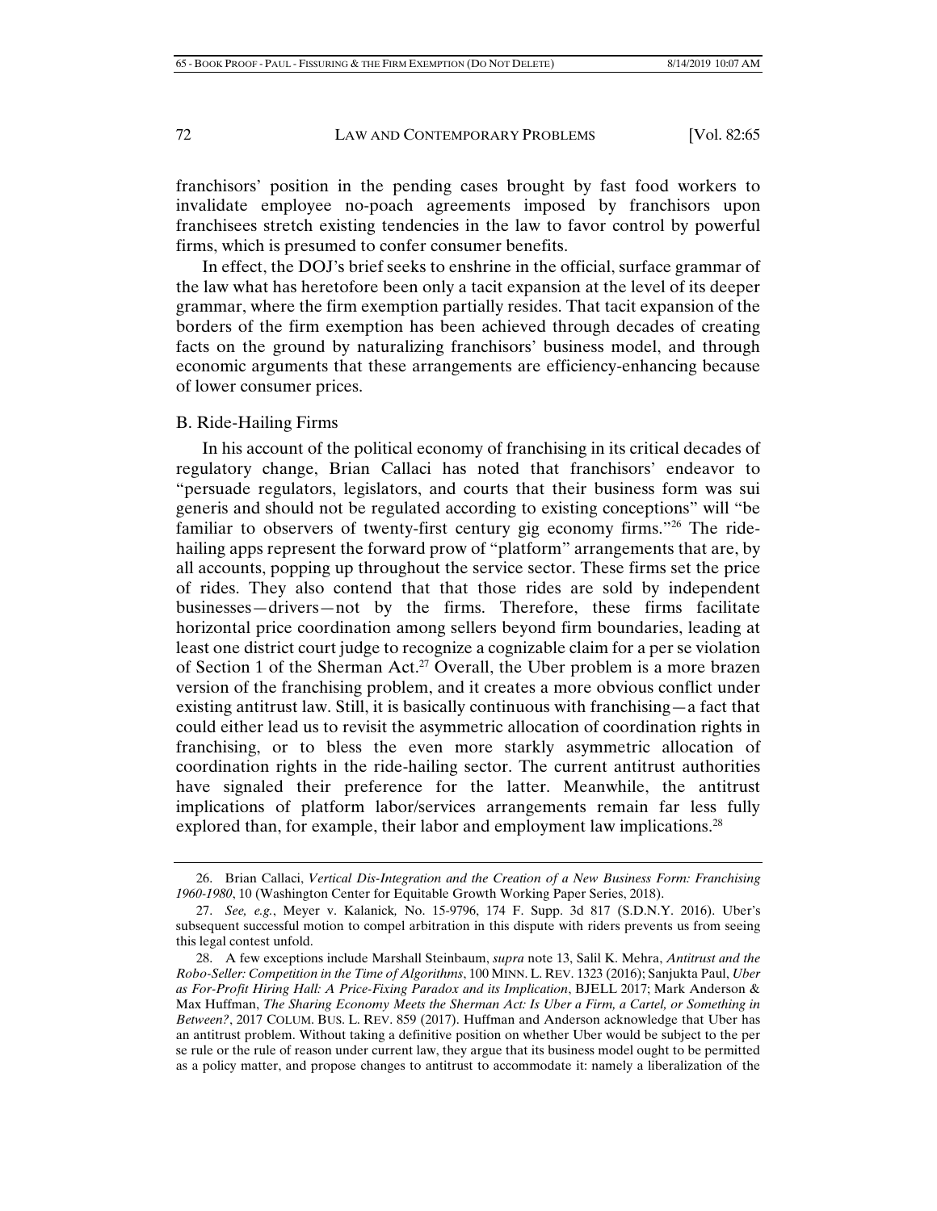franchisors' position in the pending cases brought by fast food workers to invalidate employee no-poach agreements imposed by franchisors upon franchisees stretch existing tendencies in the law to favor control by powerful firms, which is presumed to confer consumer benefits.

In effect, the DOJ's brief seeks to enshrine in the official, surface grammar of the law what has heretofore been only a tacit expansion at the level of its deeper grammar, where the firm exemption partially resides. That tacit expansion of the borders of the firm exemption has been achieved through decades of creating facts on the ground by naturalizing franchisors' business model, and through economic arguments that these arrangements are efficiency-enhancing because of lower consumer prices.

### B. Ride-Hailing Firms

In his account of the political economy of franchising in its critical decades of regulatory change, Brian Callaci has noted that franchisors' endeavor to "persuade regulators, legislators, and courts that their business form was sui generis and should not be regulated according to existing conceptions" will "be familiar to observers of twenty-first century gig economy firms."[26] The ride-hailing apps represent the forward prow of "platform" arrangements that are, by all accounts, popping up throughout the service sector. These firms set the price of rides. They also contend that that those rides are sold by independent businesses—drivers—not by the firms. Therefore, these firms facilitate horizontal price coordination among sellers beyond firm boundaries, leading at least one district court judge to recognize a cognizable claim for a per se violation of Section 1 of the Sherman Act.[27] Overall, the Uber problem is a more brazen version of the franchising problem, and it creates a more obvious conflict under existing antitrust law. Still, it is basically continuous with franchising—a fact that could either lead us to revisit the asymmetric allocation of coordination rights in franchising, or to bless the even more starkly asymmetric allocation of coordination rights in the ride-hailing sector. The current antitrust authorities have signaled their preference for the latter. Meanwhile, the antitrust implications of platform labor/services arrangements remain far less fully explored than, for example, their labor and employment law implications.[28]

---

26. Brian Callaci, *Vertical Dis-Integration and the Creation of a New Business Form: Franchising 1960-1980*, 10 (Washington Center for Equitable Growth Working Paper Series, 2018).

27. *See, e.g.*, Meyer v. Kalanick*,* No. 15-9796, 174 F. Supp. 3d 817 (S.D.N.Y. 2016). Uber's subsequent successful motion to compel arbitration in this dispute with riders prevents us from seeing this legal contest unfold.

28. A few exceptions include Marshall Steinbaum, *supra* note 13, Salil K. Mehra, *Antitrust and the Robo-Seller: Competition in the Time of Algorithms*, 100 MINN. L. REV. 1323 (2016); Sanjukta Paul, *Uber as For-Profit Hiring Hall: A Price-Fixing Paradox and its Implication*, BJELL 2017; Mark Anderson & Max Huffman, *The Sharing Economy Meets the Sherman Act: Is Uber a Firm, a Cartel, or Something in Between?*, 2017 COLUM. BUS. L. REV. 859 (2017). Huffman and Anderson acknowledge that Uber has an antitrust problem. Without taking a definitive position on whether Uber would be subject to the per se rule or the rule of reason under current law, they argue that its business model ought to be permitted as a policy matter, and propose changes to antitrust to accommodate it: namely a liberalization of the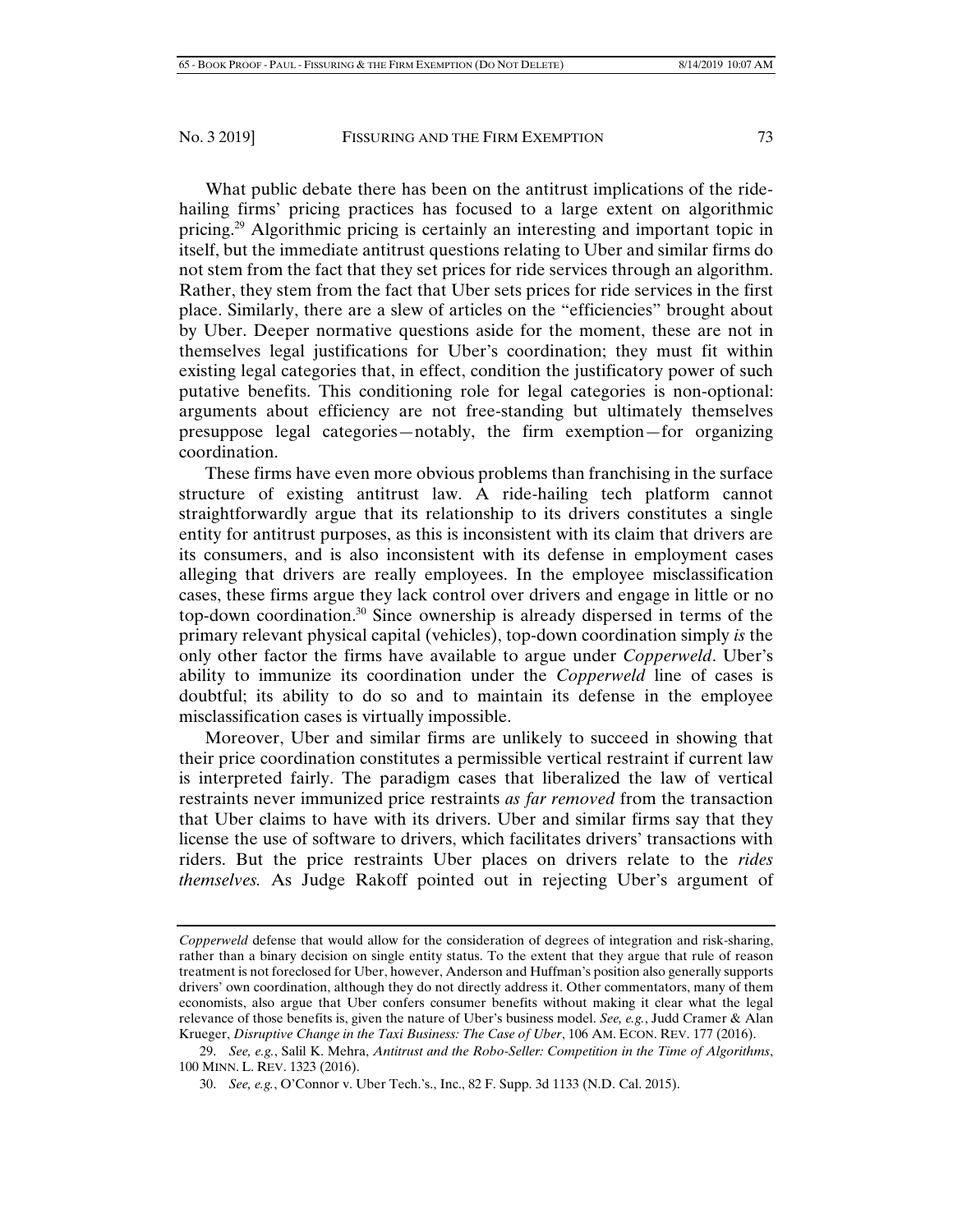What public debate there has been on the antitrust implications of the ride-hailing firms' pricing practices has focused to a large extent on algorithmic pricing.[29] Algorithmic pricing is certainly an interesting and important topic in itself, but the immediate antitrust questions relating to Uber and similar firms do not stem from the fact that they set prices for ride services through an algorithm. Rather, they stem from the fact that Uber sets prices for ride services in the first place. Similarly, there are a slew of articles on the "efficiencies" brought about by Uber. Deeper normative questions aside for the moment, these are not in themselves legal justifications for Uber's coordination; they must fit within existing legal categories that, in effect, condition the justificatory power of such putative benefits. This conditioning role for legal categories is non-optional: arguments about efficiency are not free-standing but ultimately themselves presuppose legal categories—notably, the firm exemption—for organizing coordination.

These firms have even more obvious problems than franchising in the surface structure of existing antitrust law. A ride-hailing tech platform cannot straightforwardly argue that its relationship to its drivers constitutes a single entity for antitrust purposes, as this is inconsistent with its claim that drivers are its consumers, and is also inconsistent with its defense in employment cases alleging that drivers are really employees. In the employee misclassification cases, these firms argue they lack control over drivers and engage in little or no top-down coordination.[30] Since ownership is already dispersed in terms of the primary relevant physical capital (vehicles), top-down coordination simply *is* the only other factor the firms have available to argue under *Copperweld*. Uber's ability to immunize its coordination under the *Copperweld* line of cases is doubtful; its ability to do so and to maintain its defense in the employee misclassification cases is virtually impossible.

Moreover, Uber and similar firms are unlikely to succeed in showing that their price coordination constitutes a permissible vertical restraint if current law is interpreted fairly. The paradigm cases that liberalized the law of vertical restraints never immunized price restraints *as far removed* from the transaction that Uber claims to have with its drivers. Uber and similar firms say that they license the use of software to drivers, which facilitates drivers' transactions with riders. But the price restraints Uber places on drivers relate to the *rides themselves.* As Judge Rakoff pointed out in rejecting Uber's argument of

---

*Copperweld* defense that would allow for the consideration of degrees of integration and risk-sharing, rather than a binary decision on single entity status. To the extent that they argue that rule of reason treatment is not foreclosed for Uber, however, Anderson and Huffman's position also generally supports drivers' own coordination, although they do not directly address it. Other commentators, many of them economists, also argue that Uber confers consumer benefits without making it clear what the legal relevance of those benefits is, given the nature of Uber's business model. *See, e.g.*, Judd Cramer & Alan Krueger, *Disruptive Change in the Taxi Business: The Case of Uber*, 106 AM. ECON. REV. 177 (2016).

29. *See, e.g.*, Salil K. Mehra, *Antitrust and the Robo-Seller: Competition in the Time of Algorithms*, 100 MINN. L. REV. 1323 (2016).

30. *See, e.g.*, O'Connor v. Uber Tech.'s., Inc., 82 F. Supp. 3d 1133 (N.D. Cal. 2015).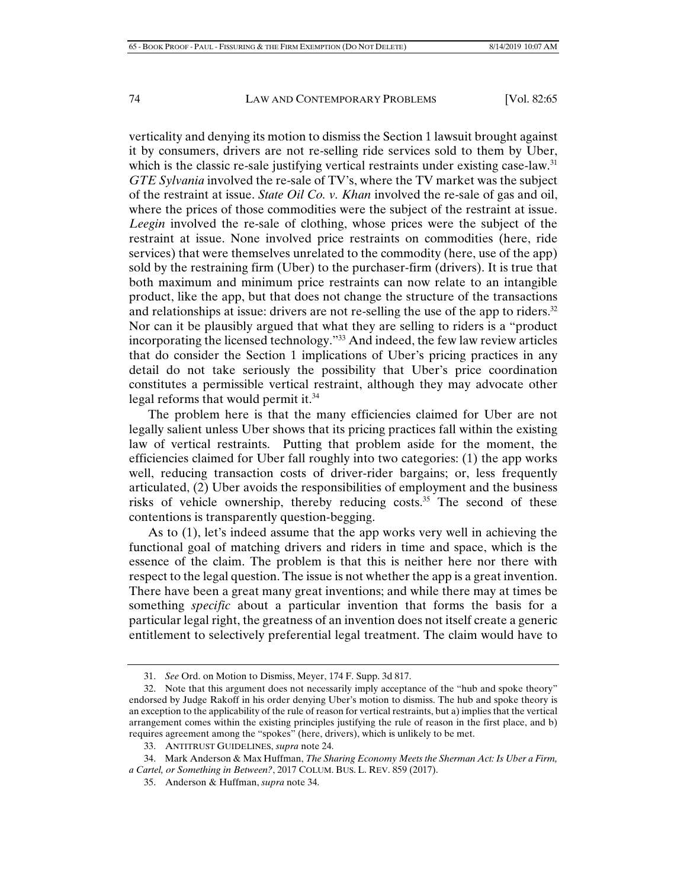verticality and denying its motion to dismiss the Section 1 lawsuit brought against it by consumers, drivers are not re-selling ride services sold to them by Uber, which is the classic re-sale justifying vertical restraints under existing case-law.[31] *GTE Sylvania* involved the re-sale of TV's, where the TV market was the subject of the restraint at issue. *State Oil Co. v. Khan* involved the re-sale of gas and oil, where the prices of those commodities were the subject of the restraint at issue. *Leegin* involved the re-sale of clothing, whose prices were the subject of the restraint at issue. None involved price restraints on commodities (here, ride services) that were themselves unrelated to the commodity (here, use of the app) sold by the restraining firm (Uber) to the purchaser-firm (drivers). It is true that both maximum and minimum price restraints can now relate to an intangible product, like the app, but that does not change the structure of the transactions and relationships at issue: drivers are not re-selling the use of the app to riders.[32] Nor can it be plausibly argued that what they are selling to riders is a "product incorporating the licensed technology."[33] And indeed, the few law review articles that do consider the Section 1 implications of Uber's pricing practices in any detail do not take seriously the possibility that Uber's price coordination constitutes a permissible vertical restraint, although they may advocate other legal reforms that would permit it.[34]

The problem here is that the many efficiencies claimed for Uber are not legally salient unless Uber shows that its pricing practices fall within the existing law of vertical restraints. Putting that problem aside for the moment, the efficiencies claimed for Uber fall roughly into two categories: (1) the app works well, reducing transaction costs of driver-rider bargains; or, less frequently articulated, (2) Uber avoids the responsibilities of employment and the business risks of vehicle ownership, thereby reducing costs.[35] The second of these contentions is transparently question-begging.

As to (1), let's indeed assume that the app works very well in achieving the functional goal of matching drivers and riders in time and space, which is the essence of the claim. The problem is that this is neither here nor there with respect to the legal question. The issue is not whether the app is a great invention. There have been a great many great inventions; and while there may at times be something *specific* about a particular invention that forms the basis for a particular legal right, the greatness of an invention does not itself create a generic entitlement to selectively preferential legal treatment. The claim would have to

---

31. *See* Ord. on Motion to Dismiss, Meyer, 174 F. Supp. 3d 817.

32. Note that this argument does not necessarily imply acceptance of the "hub and spoke theory" endorsed by Judge Rakoff in his order denying Uber's motion to dismiss. The hub and spoke theory is an exception to the applicability of the rule of reason for vertical restraints, but a) implies that the vertical arrangement comes within the existing principles justifying the rule of reason in the first place, and b) requires agreement among the "spokes" (here, drivers), which is unlikely to be met.

33. ANTITRUST GUIDELINES, *supra* note 24.

34. Mark Anderson & Max Huffman, *The Sharing Economy Meets the Sherman Act: Is Uber a Firm, a Cartel, or Something in Between?*, 2017 COLUM. BUS. L. REV. 859 (2017).

35. Anderson & Huffman, *supra* note 34.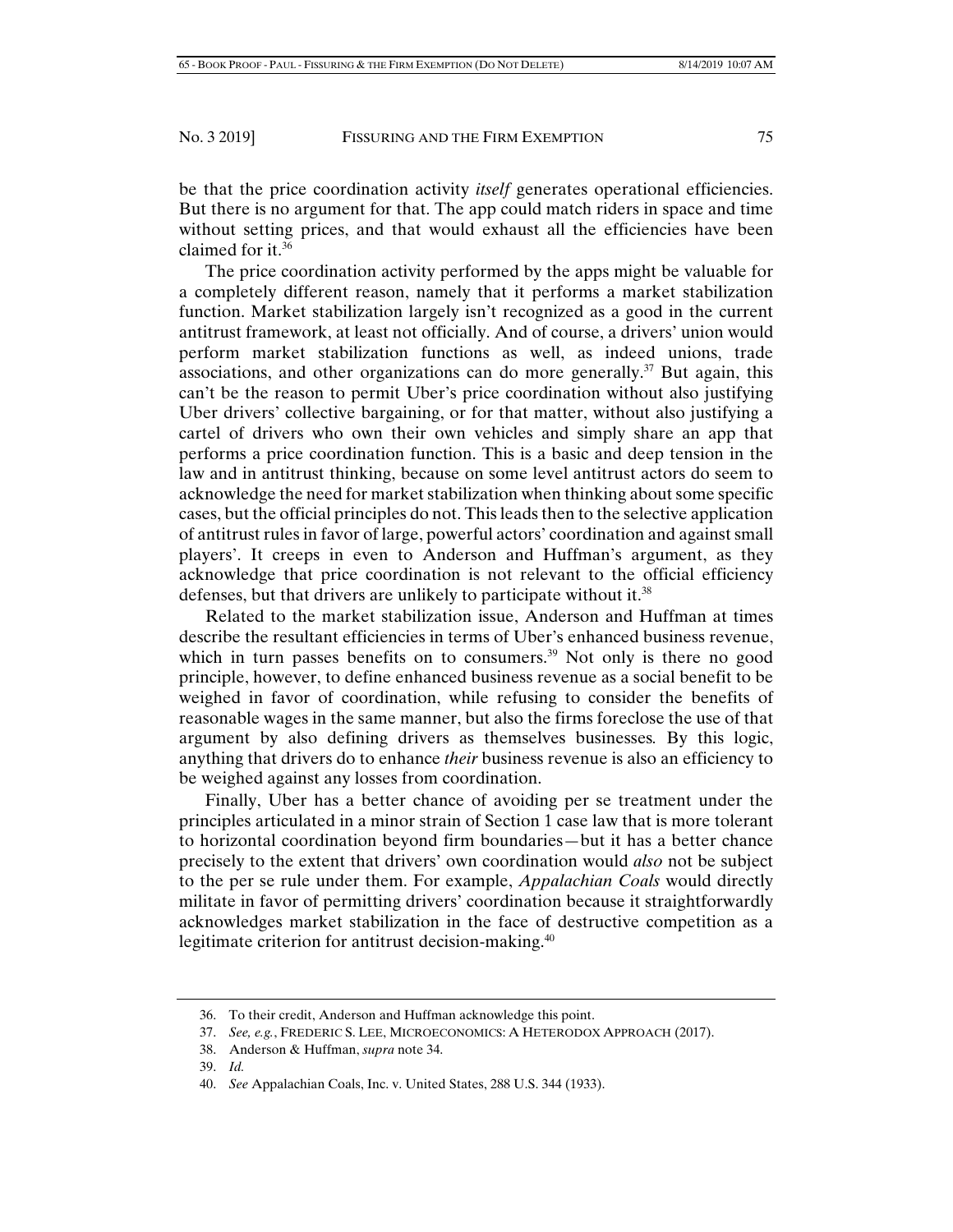be that the price coordination activity *itself* generates operational efficiencies. But there is no argument for that. The app could match riders in space and time without setting prices, and that would exhaust all the efficiencies have been claimed for it.[36]

The price coordination activity performed by the apps might be valuable for a completely different reason, namely that it performs a market stabilization function. Market stabilization largely isn't recognized as a good in the current antitrust framework, at least not officially. And of course, a drivers' union would perform market stabilization functions as well, as indeed unions, trade associations, and other organizations can do more generally.[37] But again, this can't be the reason to permit Uber's price coordination without also justifying Uber drivers' collective bargaining, or for that matter, without also justifying a cartel of drivers who own their own vehicles and simply share an app that performs a price coordination function. This is a basic and deep tension in the law and in antitrust thinking, because on some level antitrust actors do seem to acknowledge the need for market stabilization when thinking about some specific cases, but the official principles do not. This leads then to the selective application of antitrust rules in favor of large, powerful actors' coordination and against small players'. It creeps in even to Anderson and Huffman's argument, as they acknowledge that price coordination is not relevant to the official efficiency defenses, but that drivers are unlikely to participate without it.[38]

Related to the market stabilization issue, Anderson and Huffman at times describe the resultant efficiencies in terms of Uber's enhanced business revenue, which in turn passes benefits on to consumers.[39] Not only is there no good principle, however, to define enhanced business revenue as a social benefit to be weighed in favor of coordination, while refusing to consider the benefits of reasonable wages in the same manner, but also the firms foreclose the use of that argument by also defining drivers as themselves businesses. By this logic, anything that drivers do to enhance *their* business revenue is also an efficiency to be weighed against any losses from coordination.

Finally, Uber has a better chance of avoiding per se treatment under the principles articulated in a minor strain of Section 1 case law that is more tolerant to horizontal coordination beyond firm boundaries—but it has a better chance precisely to the extent that drivers' own coordination would *also* not be subject to the per se rule under them. For example, *Appalachian Coals* would directly militate in favor of permitting drivers' coordination because it straightforwardly acknowledges market stabilization in the face of destructive competition as a legitimate criterion for antitrust decision-making.[40]

---

36. To their credit, Anderson and Huffman acknowledge this point.

37. *See, e.g.*, FREDERIC S. LEE, MICROECONOMICS: A HETERODOX APPROACH (2017).

38. Anderson & Huffman, *supra* note 34.

39. *Id.*

40. *See* Appalachian Coals, Inc. v. United States, 288 U.S. 344 (1933).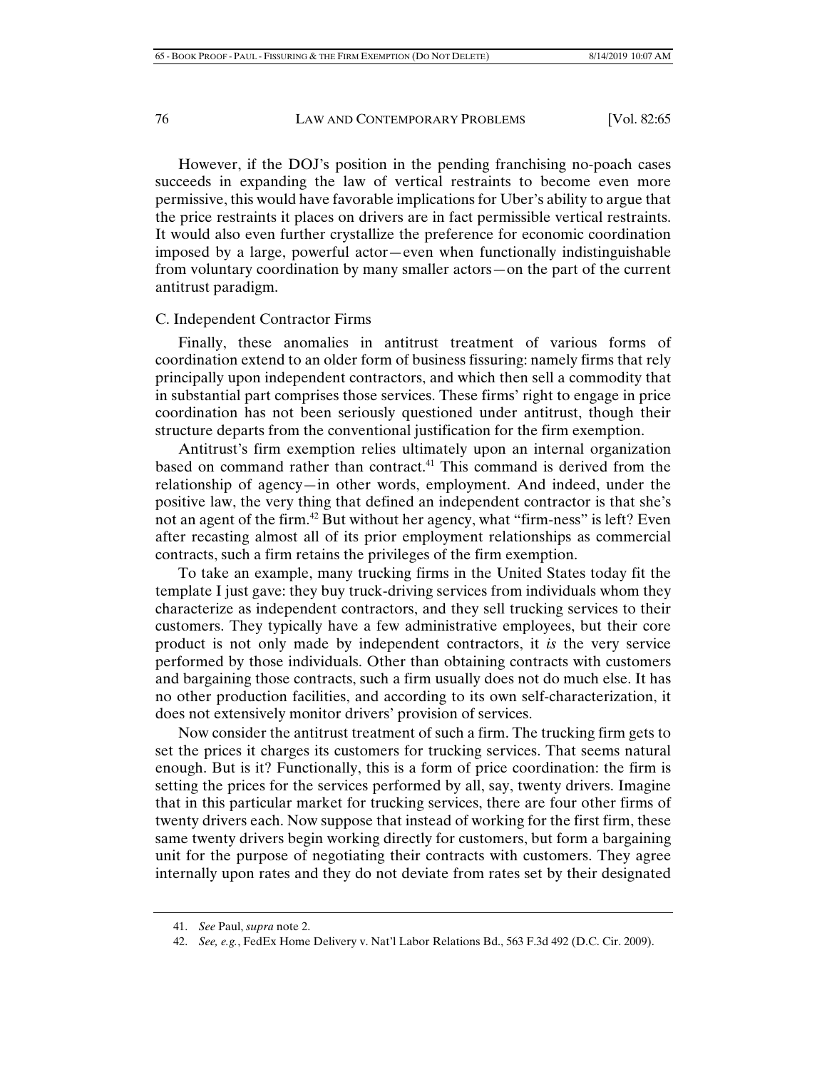However, if the DOJ's position in the pending franchising no-poach cases succeeds in expanding the law of vertical restraints to become even more permissive, this would have favorable implications for Uber's ability to argue that the price restraints it places on drivers are in fact permissible vertical restraints. It would also even further crystallize the preference for economic coordination imposed by a large, powerful actor—even when functionally indistinguishable from voluntary coordination by many smaller actors—on the part of the current antitrust paradigm.

### C. Independent Contractor Firms

Finally, these anomalies in antitrust treatment of various forms of coordination extend to an older form of business fissuring: namely firms that rely principally upon independent contractors, and which then sell a commodity that in substantial part comprises those services. These firms' right to engage in price coordination has not been seriously questioned under antitrust, though their structure departs from the conventional justification for the firm exemption.

Antitrust's firm exemption relies ultimately upon an internal organization based on command rather than contract.[41] This command is derived from the relationship of agency—in other words, employment. And indeed, under the positive law, the very thing that defined an independent contractor is that she's not an agent of the firm.[42] But without her agency, what "firm-ness" is left? Even after recasting almost all of its prior employment relationships as commercial contracts, such a firm retains the privileges of the firm exemption.

To take an example, many trucking firms in the United States today fit the template I just gave: they buy truck-driving services from individuals whom they characterize as independent contractors, and they sell trucking services to their customers. They typically have a few administrative employees, but their core product is not only made by independent contractors, it *is* the very service performed by those individuals. Other than obtaining contracts with customers and bargaining those contracts, such a firm usually does not do much else. It has no other production facilities, and according to its own self-characterization, it does not extensively monitor drivers' provision of services.

Now consider the antitrust treatment of such a firm. The trucking firm gets to set the prices it charges its customers for trucking services. That seems natural enough. But is it? Functionally, this is a form of price coordination: the firm is setting the prices for the services performed by all, say, twenty drivers. Imagine that in this particular market for trucking services, there are four other firms of twenty drivers each. Now suppose that instead of working for the first firm, these same twenty drivers begin working directly for customers, but form a bargaining unit for the purpose of negotiating their contracts with customers. They agree internally upon rates and they do not deviate from rates set by their designated

41. *See* Paul, *supra* note 2.

42. *See, e.g.*, FedEx Home Delivery v. Nat'l Labor Relations Bd., 563 F.3d 492 (D.C. Cir. 2009).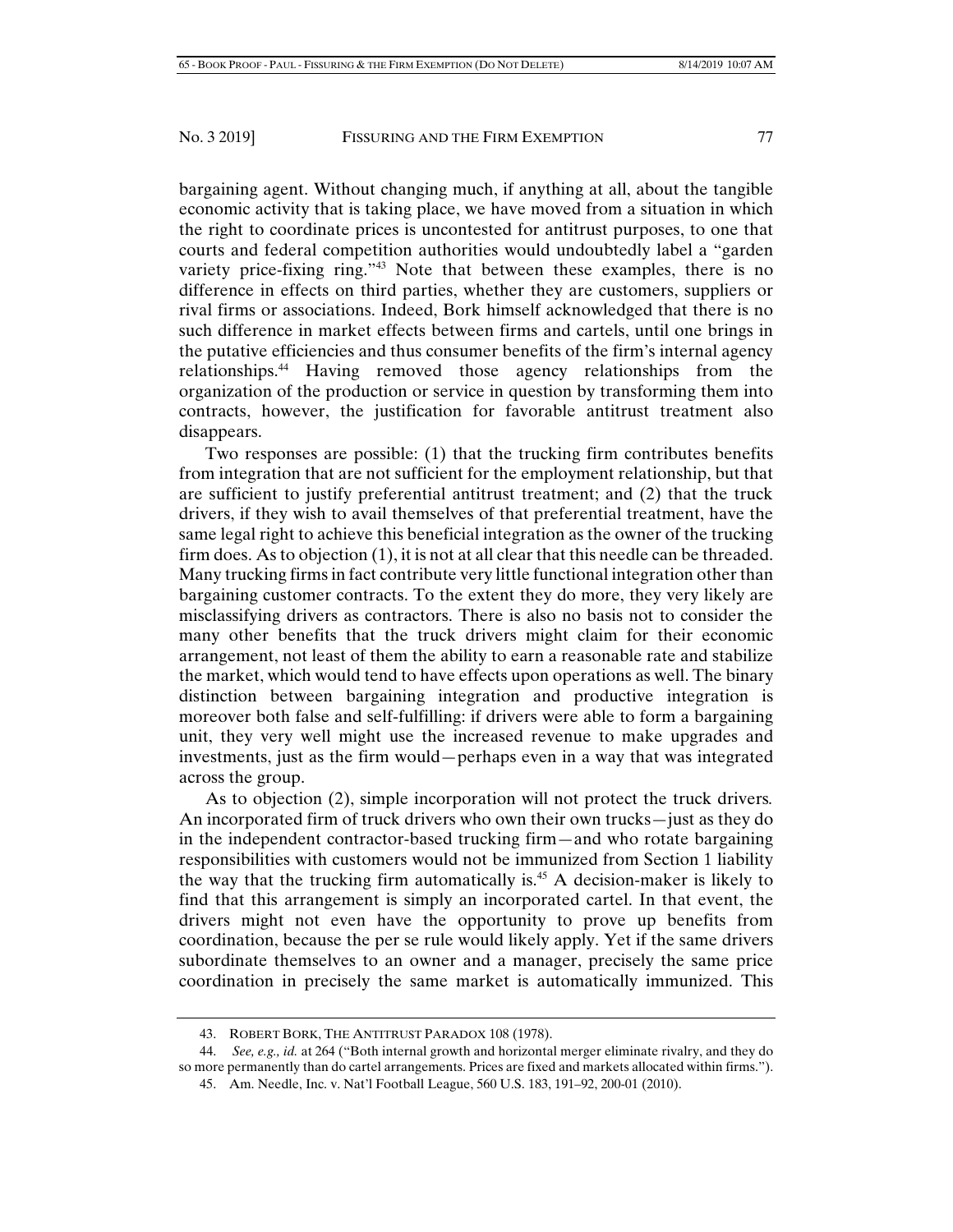bargaining agent. Without changing much, if anything at all, about the tangible economic activity that is taking place, we have moved from a situation in which the right to coordinate prices is uncontested for antitrust purposes, to one that courts and federal competition authorities would undoubtedly label a "garden variety price-fixing ring."[43] Note that between these examples, there is no difference in effects on third parties, whether they are customers, suppliers or rival firms or associations. Indeed, Bork himself acknowledged that there is no such difference in market effects between firms and cartels, until one brings in the putative efficiencies and thus consumer benefits of the firm's internal agency relationships.[44] Having removed those agency relationships from the organization of the production or service in question by transforming them into contracts, however, the justification for favorable antitrust treatment also disappears.

Two responses are possible: (1) that the trucking firm contributes benefits from integration that are not sufficient for the employment relationship, but that are sufficient to justify preferential antitrust treatment; and (2) that the truck drivers, if they wish to avail themselves of that preferential treatment, have the same legal right to achieve this beneficial integration as the owner of the trucking firm does. As to objection (1), it is not at all clear that this needle can be threaded. Many trucking firms in fact contribute very little functional integration other than bargaining customer contracts. To the extent they do more, they very likely are misclassifying drivers as contractors. There is also no basis not to consider the many other benefits that the truck drivers might claim for their economic arrangement, not least of them the ability to earn a reasonable rate and stabilize the market, which would tend to have effects upon operations as well. The binary distinction between bargaining integration and productive integration is moreover both false and self-fulfilling: if drivers were able to form a bargaining unit, they very well might use the increased revenue to make upgrades and investments, just as the firm would—perhaps even in a way that was integrated across the group.

As to objection (2), simple incorporation will not protect the truck drivers. An incorporated firm of truck drivers who own their own trucks—just as they do in the independent contractor-based trucking firm—and who rotate bargaining responsibilities with customers would not be immunized from Section 1 liability the way that the trucking firm automatically is.[45] A decision-maker is likely to find that this arrangement is simply an incorporated cartel. In that event, the drivers might not even have the opportunity to prove up benefits from coordination, because the per se rule would likely apply. Yet if the same drivers subordinate themselves to an owner and a manager, precisely the same price coordination in precisely the same market is automatically immunized. This

43. ROBERT BORK, THE ANTITRUST PARADOX 108 (1978).

44. *See, e.g., id.* at 264 ("Both internal growth and horizontal merger eliminate rivalry, and they do so more permanently than do cartel arrangements. Prices are fixed and markets allocated within firms.").

45. Am. Needle, Inc. v. Nat'l Football League, 560 U.S. 183, 191–92, 200-01 (2010).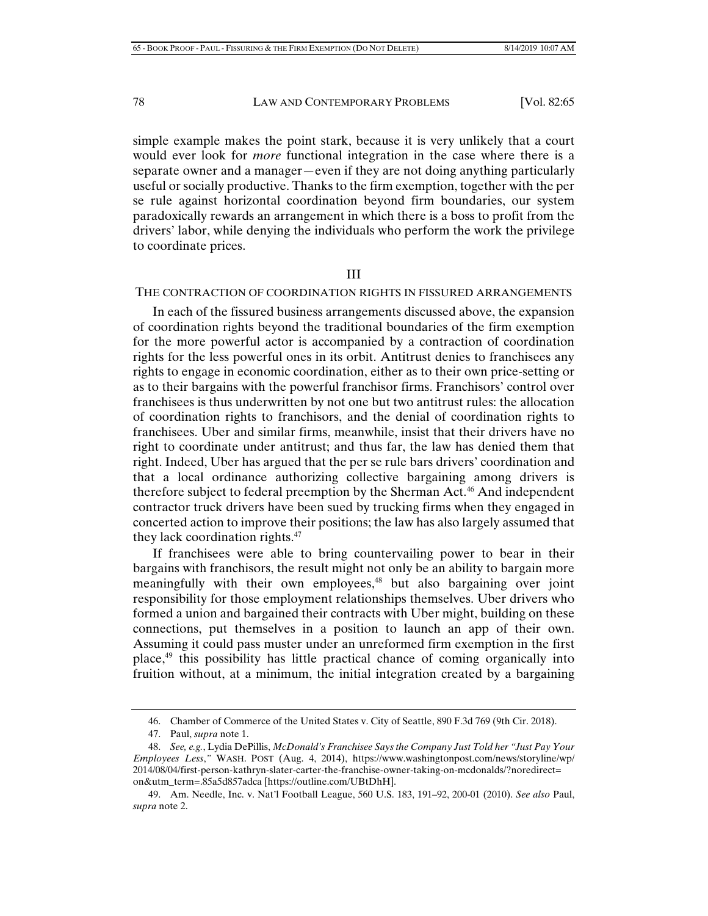simple example makes the point stark, because it is very unlikely that a court would ever look for *more* functional integration in the case where there is a separate owner and a manager—even if they are not doing anything particularly useful or socially productive. Thanks to the firm exemption, together with the per se rule against horizontal coordination beyond firm boundaries, our system paradoxically rewards an arrangement in which there is a boss to profit from the drivers' labor, while denying the individuals who perform the work the privilege to coordinate prices.

## III

## THE CONTRACTION OF COORDINATION RIGHTS IN FISSURED ARRANGEMENTS

In each of the fissured business arrangements discussed above, the expansion of coordination rights beyond the traditional boundaries of the firm exemption for the more powerful actor is accompanied by a contraction of coordination rights for the less powerful ones in its orbit. Antitrust denies to franchisees any rights to engage in economic coordination, either as to their own price-setting or as to their bargains with the powerful franchisor firms. Franchisors' control over franchisees is thus underwritten by not one but two antitrust rules: the allocation of coordination rights to franchisors, and the denial of coordination rights to franchisees. Uber and similar firms, meanwhile, insist that their drivers have no right to coordinate under antitrust; and thus far, the law has denied them that right. Indeed, Uber has argued that the per se rule bars drivers' coordination and that a local ordinance authorizing collective bargaining among drivers is therefore subject to federal preemption by the Sherman Act.[46] And independent contractor truck drivers have been sued by trucking firms when they engaged in concerted action to improve their positions; the law has also largely assumed that they lack coordination rights.[47]

If franchisees were able to bring countervailing power to bear in their bargains with franchisors, the result might not only be an ability to bargain more meaningfully with their own employees,[48] but also bargaining over joint responsibility for those employment relationships themselves. Uber drivers who formed a union and bargained their contracts with Uber might, building on these connections, put themselves in a position to launch an app of their own. Assuming it could pass muster under an unreformed firm exemption in the first place,[49] this possibility has little practical chance of coming organically into fruition without, at a minimum, the initial integration created by a bargaining

---

46. Chamber of Commerce of the United States v. City of Seattle, 890 F.3d 769 (9th Cir. 2018).

47. Paul, *supra* note 1.

48. *See, e.g.*, Lydia DePillis, *McDonald's Franchisee Says the Company Just Told her "Just Pay Your Employees Less*,*"* WASH. POST (Aug. 4, 2014), https://www.washingtonpost.com/news/storyline/wp/2014/08/04/first-person-kathryn-slater-carter-the-franchise-owner-taking-on-mcdonalds/?noredirect=on&utm_term=.85a5d857adca [https://outline.com/UBtDhH].

49. Am. Needle, Inc. v. Nat'l Football League, 560 U.S. 183, 191–92, 200-01 (2010). *See also* Paul, *supra* note 2.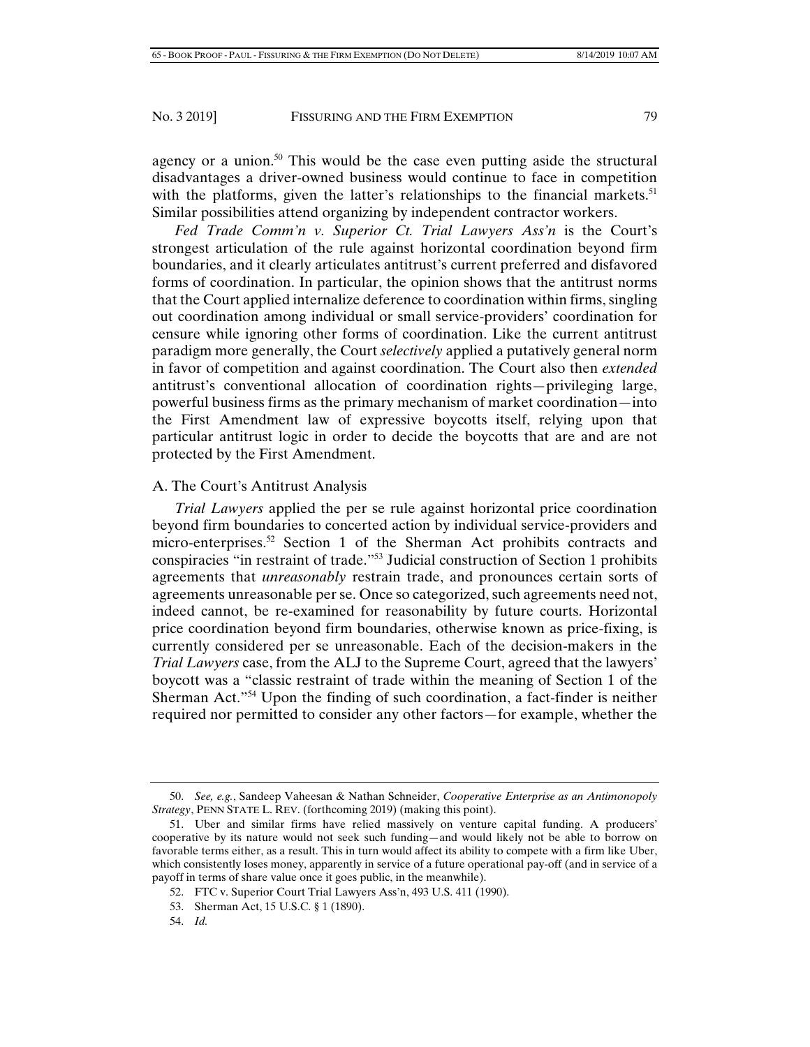agency or a union.[50] This would be the case even putting aside the structural disadvantages a driver-owned business would continue to face in competition with the platforms, given the latter's relationships to the financial markets.[51] Similar possibilities attend organizing by independent contractor workers.

*Fed Trade Comm'n v. Superior Ct. Trial Lawyers Ass'n* is the Court's strongest articulation of the rule against horizontal coordination beyond firm boundaries, and it clearly articulates antitrust's current preferred and disfavored forms of coordination. In particular, the opinion shows that the antitrust norms that the Court applied internalize deference to coordination within firms, singling out coordination among individual or small service-providers' coordination for censure while ignoring other forms of coordination. Like the current antitrust paradigm more generally, the Court *selectively* applied a putatively general norm in favor of competition and against coordination. The Court also then *extended* antitrust's conventional allocation of coordination rights—privileging large, powerful business firms as the primary mechanism of market coordination—into the First Amendment law of expressive boycotts itself, relying upon that particular antitrust logic in order to decide the boycotts that are and are not protected by the First Amendment.

### A. The Court's Antitrust Analysis

*Trial Lawyers* applied the per se rule against horizontal price coordination beyond firm boundaries to concerted action by individual service-providers and micro-enterprises.[52] Section 1 of the Sherman Act prohibits contracts and conspiracies "in restraint of trade."[53] Judicial construction of Section 1 prohibits agreements that *unreasonably* restrain trade, and pronounces certain sorts of agreements unreasonable per se. Once so categorized, such agreements need not, indeed cannot, be re-examined for reasonability by future courts. Horizontal price coordination beyond firm boundaries, otherwise known as price-fixing, is currently considered per se unreasonable. Each of the decision-makers in the *Trial Lawyers* case, from the ALJ to the Supreme Court, agreed that the lawyers' boycott was a "classic restraint of trade within the meaning of Section 1 of the Sherman Act."[54] Upon the finding of such coordination, a fact-finder is neither required nor permitted to consider any other factors—for example, whether the

---

50. *See, e.g.*, Sandeep Vaheesan & Nathan Schneider, *Cooperative Enterprise as an Antimonopoly Strategy*, PENN STATE L. REV. (forthcoming 2019) (making this point).

51. Uber and similar firms have relied massively on venture capital funding. A producers' cooperative by its nature would not seek such funding—and would likely not be able to borrow on favorable terms either, as a result. This in turn would affect its ability to compete with a firm like Uber, which consistently loses money, apparently in service of a future operational pay-off (and in service of a payoff in terms of share value once it goes public, in the meanwhile).

52. FTC v. Superior Court Trial Lawyers Ass'n, 493 U.S. 411 (1990).

53. Sherman Act, 15 U.S.C. § 1 (1890).

54. *Id.*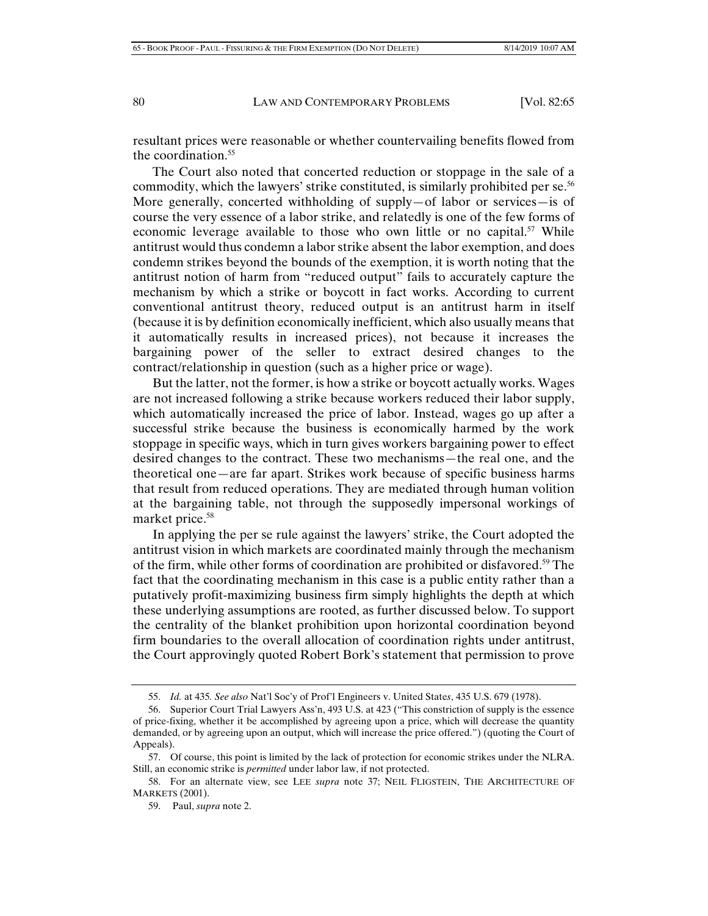resultant prices were reasonable or whether countervailing benefits flowed from the coordination.[55]

The Court also noted that concerted reduction or stoppage in the sale of a commodity, which the lawyers' strike constituted, is similarly prohibited per se.[56] More generally, concerted withholding of supply—of labor or services—is of course the very essence of a labor strike, and relatedly is one of the few forms of economic leverage available to those who own little or no capital.[57] While antitrust would thus condemn a labor strike absent the labor exemption, and does condemn strikes beyond the bounds of the exemption, it is worth noting that the antitrust notion of harm from "reduced output" fails to accurately capture the mechanism by which a strike or boycott in fact works. According to current conventional antitrust theory, reduced output is an antitrust harm in itself (because it is by definition economically inefficient, which also usually means that it automatically results in increased prices), not because it increases the bargaining power of the seller to extract desired changes to the contract/relationship in question (such as a higher price or wage).

But the latter, not the former, is how a strike or boycott actually works. Wages are not increased following a strike because workers reduced their labor supply, which automatically increased the price of labor. Instead, wages go up after a successful strike because the business is economically harmed by the work stoppage in specific ways, which in turn gives workers bargaining power to effect desired changes to the contract. These two mechanisms—the real one, and the theoretical one—are far apart. Strikes work because of specific business harms that result from reduced operations. They are mediated through human volition at the bargaining table, not through the supposedly impersonal workings of market price.[58]

In applying the per se rule against the lawyers' strike, the Court adopted the antitrust vision in which markets are coordinated mainly through the mechanism of the firm, while other forms of coordination are prohibited or disfavored.[59] The fact that the coordinating mechanism in this case is a public entity rather than a putatively profit-maximizing business firm simply highlights the depth at which these underlying assumptions are rooted, as further discussed below. To support the centrality of the blanket prohibition upon horizontal coordination beyond firm boundaries to the overall allocation of coordination rights under antitrust, the Court approvingly quoted Robert Bork's statement that permission to prove

---

55. *Id.* at 435. *See also* Nat'l Soc'y of Prof'l Engineers v. United States, 435 U.S. 679 (1978).

56. Superior Court Trial Lawyers Ass'n, 493 U.S. at 423 ("This constriction of supply is the essence of price-fixing, whether it be accomplished by agreeing upon a price, which will decrease the quantity demanded, or by agreeing upon an output, which will increase the price offered.") (quoting the Court of Appeals).

57. Of course, this point is limited by the lack of protection for economic strikes under the NLRA. Still, an economic strike is *permitted* under labor law, if not protected.

58. For an alternate view, see LEE *supra* note 37; NEIL FLIGSTEIN, THE ARCHITECTURE OF MARKETS (2001).

59. Paul, *supra* note 2.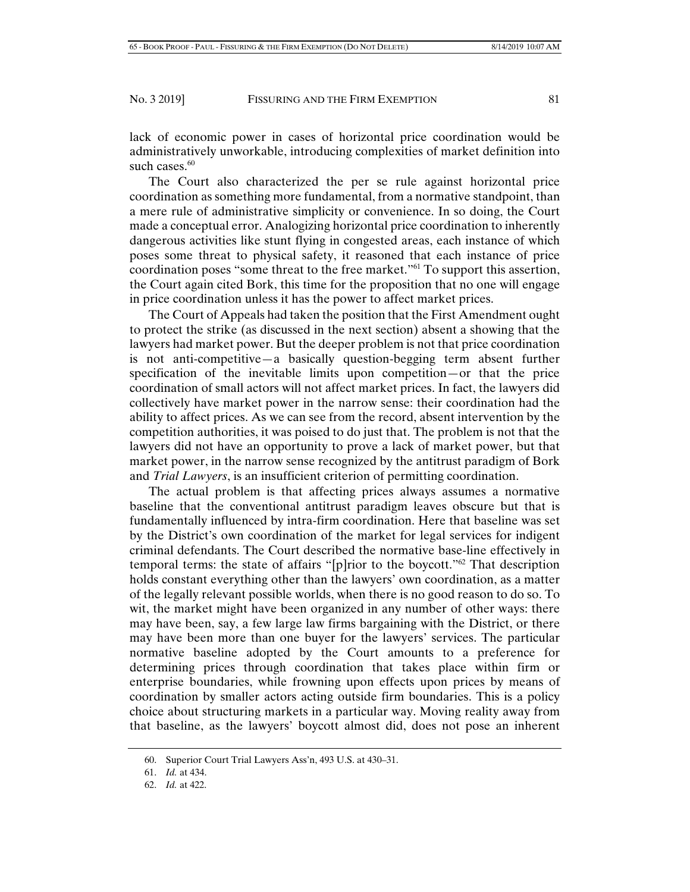lack of economic power in cases of horizontal price coordination would be administratively unworkable, introducing complexities of market definition into such cases.[60]

The Court also characterized the per se rule against horizontal price coordination as something more fundamental, from a normative standpoint, than a mere rule of administrative simplicity or convenience. In so doing, the Court made a conceptual error. Analogizing horizontal price coordination to inherently dangerous activities like stunt flying in congested areas, each instance of which poses some threat to physical safety, it reasoned that each instance of price coordination poses "some threat to the free market."[61] To support this assertion, the Court again cited Bork, this time for the proposition that no one will engage in price coordination unless it has the power to affect market prices.

The Court of Appeals had taken the position that the First Amendment ought to protect the strike (as discussed in the next section) absent a showing that the lawyers had market power. But the deeper problem is not that price coordination is not anti-competitive—a basically question-begging term absent further specification of the inevitable limits upon competition—or that the price coordination of small actors will not affect market prices. In fact, the lawyers did collectively have market power in the narrow sense: their coordination had the ability to affect prices. As we can see from the record, absent intervention by the competition authorities, it was poised to do just that. The problem is not that the lawyers did not have an opportunity to prove a lack of market power, but that market power, in the narrow sense recognized by the antitrust paradigm of Bork and *Trial Lawyers*, is an insufficient criterion of permitting coordination.

The actual problem is that affecting prices always assumes a normative baseline that the conventional antitrust paradigm leaves obscure but that is fundamentally influenced by intra-firm coordination. Here that baseline was set by the District's own coordination of the market for legal services for indigent criminal defendants. The Court described the normative base-line effectively in temporal terms: the state of affairs "[p]rior to the boycott."[62] That description holds constant everything other than the lawyers' own coordination, as a matter of the legally relevant possible worlds, when there is no good reason to do so. To wit, the market might have been organized in any number of other ways: there may have been, say, a few large law firms bargaining with the District, or there may have been more than one buyer for the lawyers' services. The particular normative baseline adopted by the Court amounts to a preference for determining prices through coordination that takes place within firm or enterprise boundaries, while frowning upon effects upon prices by means of coordination by smaller actors acting outside firm boundaries. This is a policy choice about structuring markets in a particular way. Moving reality away from that baseline, as the lawyers' boycott almost did, does not pose an inherent

---

60. Superior Court Trial Lawyers Ass'n, 493 U.S. at 430–31.

61. *Id.* at 434.

62. *Id.* at 422.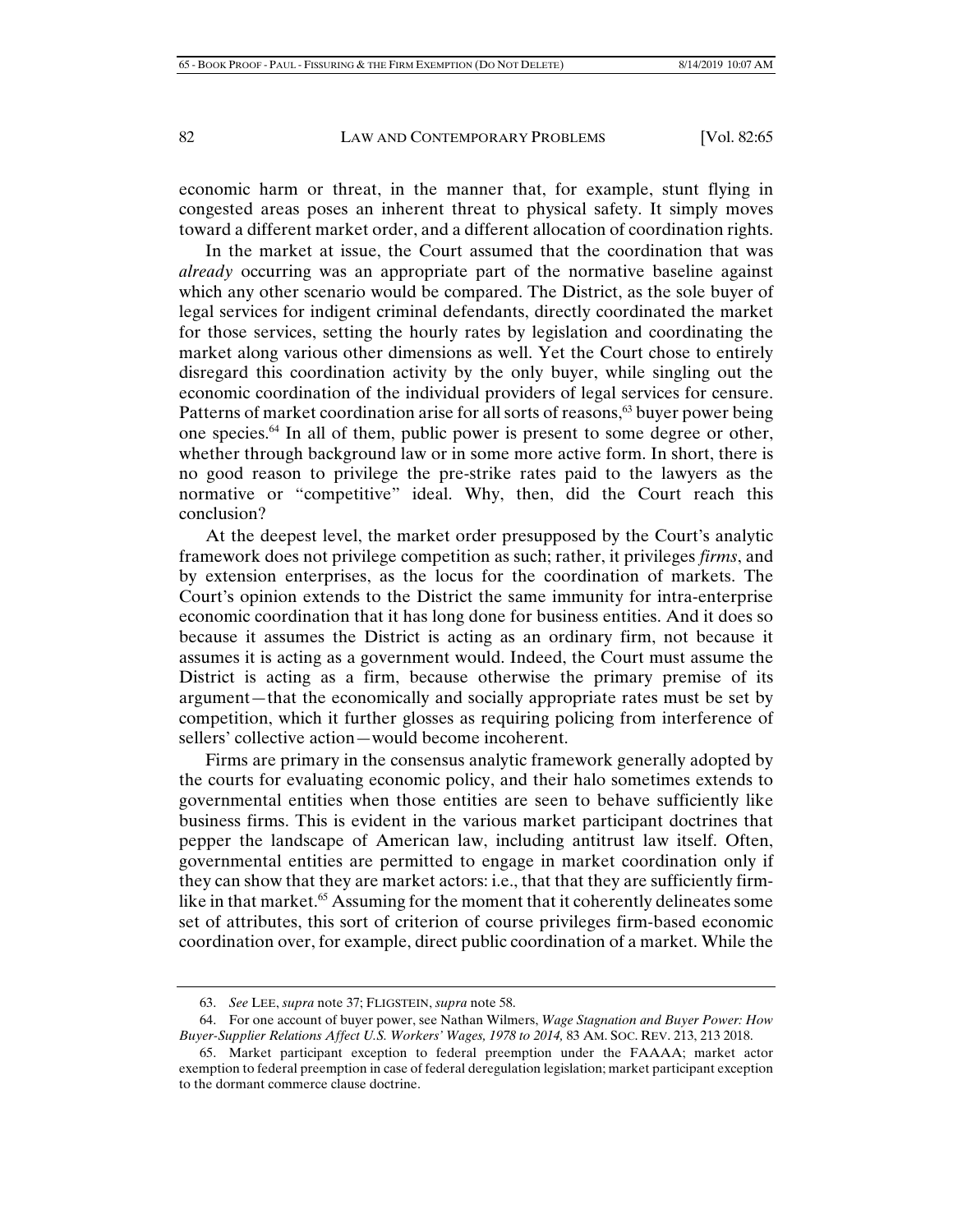economic harm or threat, in the manner that, for example, stunt flying in congested areas poses an inherent threat to physical safety. It simply moves toward a different market order, and a different allocation of coordination rights.

In the market at issue, the Court assumed that the coordination that was *already* occurring was an appropriate part of the normative baseline against which any other scenario would be compared. The District, as the sole buyer of legal services for indigent criminal defendants, directly coordinated the market for those services, setting the hourly rates by legislation and coordinating the market along various other dimensions as well. Yet the Court chose to entirely disregard this coordination activity by the only buyer, while singling out the economic coordination of the individual providers of legal services for censure. Patterns of market coordination arise for all sorts of reasons,[63] buyer power being one species.[64] In all of them, public power is present to some degree or other, whether through background law or in some more active form. In short, there is no good reason to privilege the pre-strike rates paid to the lawyers as the normative or "competitive" ideal. Why, then, did the Court reach this conclusion?

At the deepest level, the market order presupposed by the Court's analytic framework does not privilege competition as such; rather, it privileges *firms*, and by extension enterprises, as the locus for the coordination of markets. The Court's opinion extends to the District the same immunity for intra-enterprise economic coordination that it has long done for business entities. And it does so because it assumes the District is acting as an ordinary firm, not because it assumes it is acting as a government would. Indeed, the Court must assume the District is acting as a firm, because otherwise the primary premise of its argument—that the economically and socially appropriate rates must be set by competition, which it further glosses as requiring policing from interference of sellers' collective action—would become incoherent.

Firms are primary in the consensus analytic framework generally adopted by the courts for evaluating economic policy, and their halo sometimes extends to governmental entities when those entities are seen to behave sufficiently like business firms. This is evident in the various market participant doctrines that pepper the landscape of American law, including antitrust law itself. Often, governmental entities are permitted to engage in market coordination only if they can show that they are market actors: i.e., that that they are sufficiently firm-like in that market.[65] Assuming for the moment that it coherently delineates some set of attributes, this sort of criterion of course privileges firm-based economic coordination over, for example, direct public coordination of a market. While the

---

63. *See* LEE, *supra* note 37; FLIGSTEIN, *supra* note 58.

64. For one account of buyer power, see Nathan Wilmers, *Wage Stagnation and Buyer Power: How Buyer-Supplier Relations Affect U.S. Workers' Wages, 1978 to 2014,* 83 AM. SOC. REV. 213, 213 2018.

65. Market participant exception to federal preemption under the FAAAA; market actor exemption to federal preemption in case of federal deregulation legislation; market participant exception to the dormant commerce clause doctrine.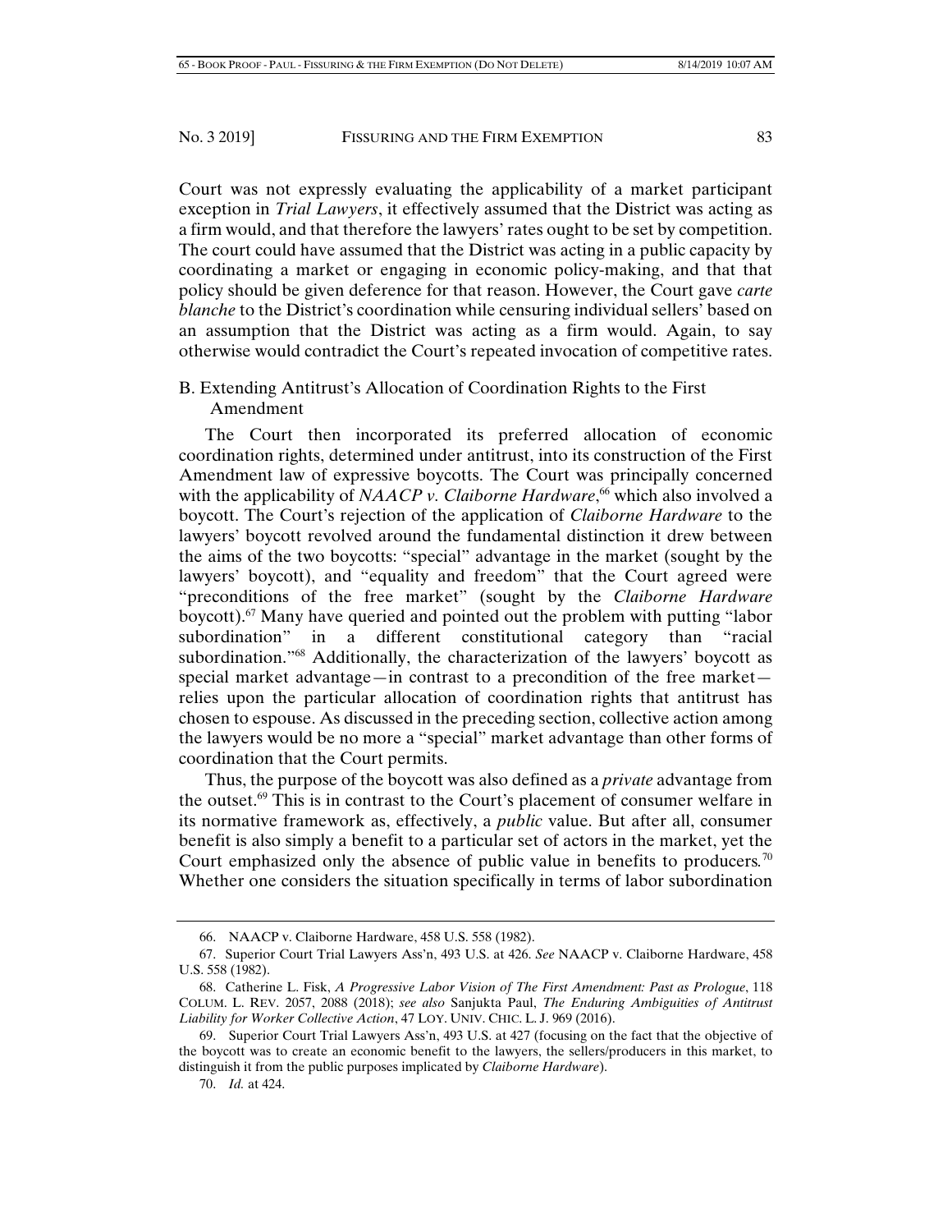Court was not expressly evaluating the applicability of a market participant exception in *Trial Lawyers*, it effectively assumed that the District was acting as a firm would, and that therefore the lawyers' rates ought to be set by competition. The court could have assumed that the District was acting in a public capacity by coordinating a market or engaging in economic policy-making, and that that policy should be given deference for that reason. However, the Court gave *carte blanche* to the District's coordination while censuring individual sellers' based on an assumption that the District was acting as a firm would. Again, to say otherwise would contradict the Court's repeated invocation of competitive rates.

## B. Extending Antitrust's Allocation of Coordination Rights to the First Amendment

The Court then incorporated its preferred allocation of economic coordination rights, determined under antitrust, into its construction of the First Amendment law of expressive boycotts. The Court was principally concerned with the applicability of *NAACP v. Claiborne Hardware*,[66] which also involved a boycott. The Court's rejection of the application of *Claiborne Hardware* to the lawyers' boycott revolved around the fundamental distinction it drew between the aims of the two boycotts: "special" advantage in the market (sought by the lawyers' boycott), and "equality and freedom" that the Court agreed were "preconditions of the free market" (sought by the *Claiborne Hardware* boycott).[67] Many have queried and pointed out the problem with putting "labor subordination" in a different constitutional category than "racial subordination."[68] Additionally, the characterization of the lawyers' boycott as special market advantage—in contrast to a precondition of the free market—relies upon the particular allocation of coordination rights that antitrust has chosen to espouse. As discussed in the preceding section, collective action among the lawyers would be no more a "special" market advantage than other forms of coordination that the Court permits.

Thus, the purpose of the boycott was also defined as a *private* advantage from the outset.[69] This is in contrast to the Court's placement of consumer welfare in its normative framework as, effectively, a *public* value. But after all, consumer benefit is also simply a benefit to a particular set of actors in the market, yet the Court emphasized only the absence of public value in benefits to producers.[70] Whether one considers the situation specifically in terms of labor subordination

---

66. NAACP v. Claiborne Hardware, 458 U.S. 558 (1982).

67. Superior Court Trial Lawyers Ass'n, 493 U.S. at 426. *See* NAACP v. Claiborne Hardware, 458 U.S. 558 (1982).

68. Catherine L. Fisk, *A Progressive Labor Vision of The First Amendment: Past as Prologue*, 118 COLUM. L. REV. 2057, 2088 (2018); *see also* Sanjukta Paul, *The Enduring Ambiguities of Antitrust Liability for Worker Collective Action*, 47 LOY. UNIV. CHIC. L. J. 969 (2016).

69. Superior Court Trial Lawyers Ass'n, 493 U.S. at 427 (focusing on the fact that the objective of the boycott was to create an economic benefit to the lawyers, the sellers/producers in this market, to distinguish it from the public purposes implicated by *Claiborne Hardware*).

70. *Id.* at 424.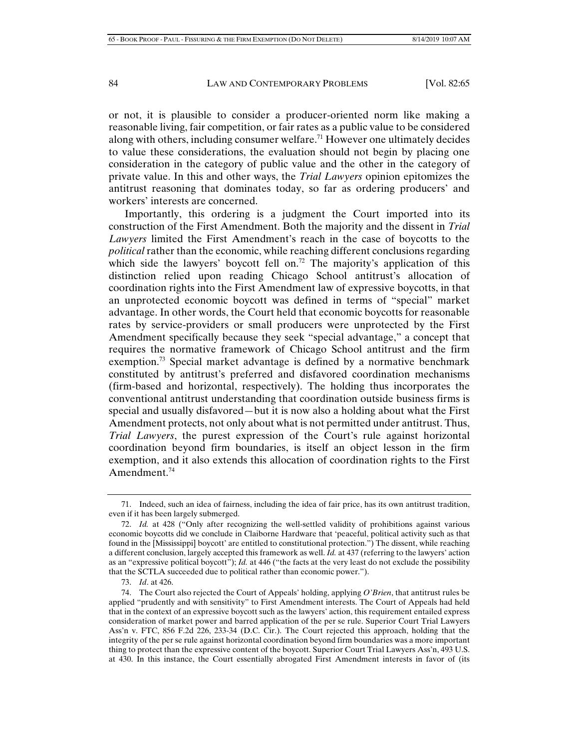or not, it is plausible to consider a producer-oriented norm like making a reasonable living, fair competition, or fair rates as a public value to be considered along with others, including consumer welfare.[71] However one ultimately decides to value these considerations, the evaluation should not begin by placing one consideration in the category of public value and the other in the category of private value. In this and other ways, the *Trial Lawyers* opinion epitomizes the antitrust reasoning that dominates today, so far as ordering producers' and workers' interests are concerned.

Importantly, this ordering is a judgment the Court imported into its construction of the First Amendment. Both the majority and the dissent in *Trial Lawyers* limited the First Amendment's reach in the case of boycotts to the *political* rather than the economic, while reaching different conclusions regarding which side the lawyers' boycott fell on.[72] The majority's application of this distinction relied upon reading Chicago School antitrust's allocation of coordination rights into the First Amendment law of expressive boycotts, in that an unprotected economic boycott was defined in terms of "special" market advantage. In other words, the Court held that economic boycotts for reasonable rates by service-providers or small producers were unprotected by the First Amendment specifically because they seek "special advantage," a concept that requires the normative framework of Chicago School antitrust and the firm exemption.[73] Special market advantage is defined by a normative benchmark constituted by antitrust's preferred and disfavored coordination mechanisms (firm-based and horizontal, respectively). The holding thus incorporates the conventional antitrust understanding that coordination outside business firms is special and usually disfavored—but it is now also a holding about what the First Amendment protects, not only about what is not permitted under antitrust. Thus, *Trial Lawyers*, the purest expression of the Court's rule against horizontal coordination beyond firm boundaries, is itself an object lesson in the firm exemption, and it also extends this allocation of coordination rights to the First Amendment.[74]

---

71. Indeed, such an idea of fairness, including the idea of fair price, has its own antitrust tradition, even if it has been largely submerged.

72. *Id.* at 428 ("Only after recognizing the well-settled validity of prohibitions against various economic boycotts did we conclude in Claiborne Hardware that 'peaceful, political activity such as that found in the [Mississippi] boycott' are entitled to constitutional protection.") The dissent, while reaching a different conclusion, largely accepted this framework as well. *Id.* at 437 (referring to the lawyers' action as an "expressive political boycott"); *Id.* at 446 ("the facts at the very least do not exclude the possibility that the SCTLA succeeded due to political rather than economic power.").

73. *Id*. at 426.

74. The Court also rejected the Court of Appeals' holding, applying *O'Brien*, that antitrust rules be applied "prudently and with sensitivity" to First Amendment interests. The Court of Appeals had held that in the context of an expressive boycott such as the lawyers' action, this requirement entailed express consideration of market power and barred application of the per se rule. Superior Court Trial Lawyers Ass'n v. FTC, 856 F.2d 226, 233-34 (D.C. Cir.). The Court rejected this approach, holding that the integrity of the per se rule against horizontal coordination beyond firm boundaries was a more important thing to protect than the expressive content of the boycott. Superior Court Trial Lawyers Ass'n, 493 U.S. at 430. In this instance, the Court essentially abrogated First Amendment interests in favor of (its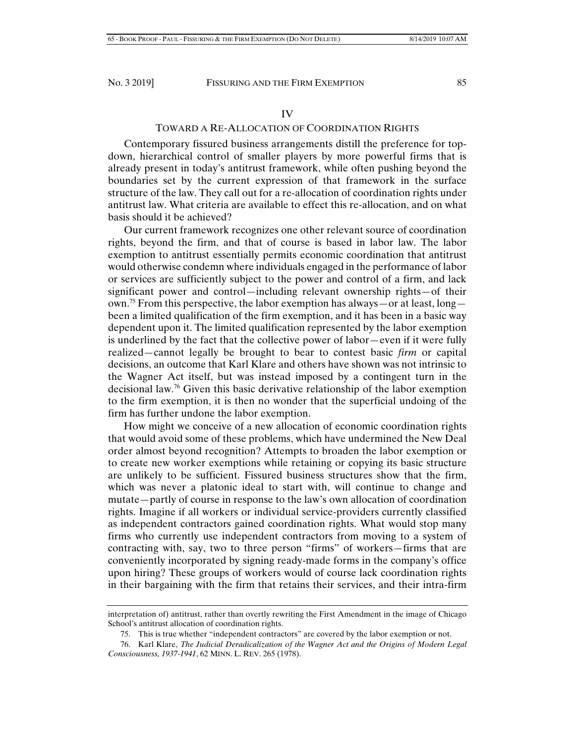## IV

## TOWARD A RE-ALLOCATION OF COORDINATION RIGHTS

Contemporary fissured business arrangements distill the preference for top-down, hierarchical control of smaller players by more powerful firms that is already present in today's antitrust framework, while often pushing beyond the boundaries set by the current expression of that framework in the surface structure of the law. They call out for a re-allocation of coordination rights under antitrust law. What criteria are available to effect this re-allocation, and on what basis should it be achieved?

Our current framework recognizes one other relevant source of coordination rights, beyond the firm, and that of course is based in labor law. The labor exemption to antitrust essentially permits economic coordination that antitrust would otherwise condemn where individuals engaged in the performance of labor or services are sufficiently subject to the power and control of a firm, and lack significant power and control—including relevant ownership rights—of their own.[75] From this perspective, the labor exemption has always—or at least, long—been a limited qualification of the firm exemption, and it has been in a basic way dependent upon it. The limited qualification represented by the labor exemption is underlined by the fact that the collective power of labor—even if it were fully realized—cannot legally be brought to bear to contest basic *firm* or capital decisions, an outcome that Karl Klare and others have shown was not intrinsic to the Wagner Act itself, but was instead imposed by a contingent turn in the decisional law.[76] Given this basic derivative relationship of the labor exemption to the firm exemption, it is then no wonder that the superficial undoing of the firm has further undone the labor exemption.

How might we conceive of a new allocation of economic coordination rights that would avoid some of these problems, which have undermined the New Deal order almost beyond recognition? Attempts to broaden the labor exemption or to create new worker exemptions while retaining or copying its basic structure are unlikely to be sufficient. Fissured business structures show that the firm, which was never a platonic ideal to start with, will continue to change and mutate—partly of course in response to the law's own allocation of coordination rights. Imagine if all workers or individual service-providers currently classified as independent contractors gained coordination rights. What would stop many firms who currently use independent contractors from moving to a system of contracting with, say, two to three person "firms" of workers—firms that are conveniently incorporated by signing ready-made forms in the company's office upon hiring? These groups of workers would of course lack coordination rights in their bargaining with the firm that retains their services, and their intra-firm

---

interpretation of) antitrust, rather than overtly rewriting the First Amendment in the image of Chicago School's antitrust allocation of coordination rights.

75. This is true whether "independent contractors" are covered by the labor exemption or not.

76. Karl Klare, *The Judicial Deradicalization of the Wagner Act and the Origins of Modern Legal Consciousness, 1937-1941*, 62 MINN. L. REV. 265 (1978).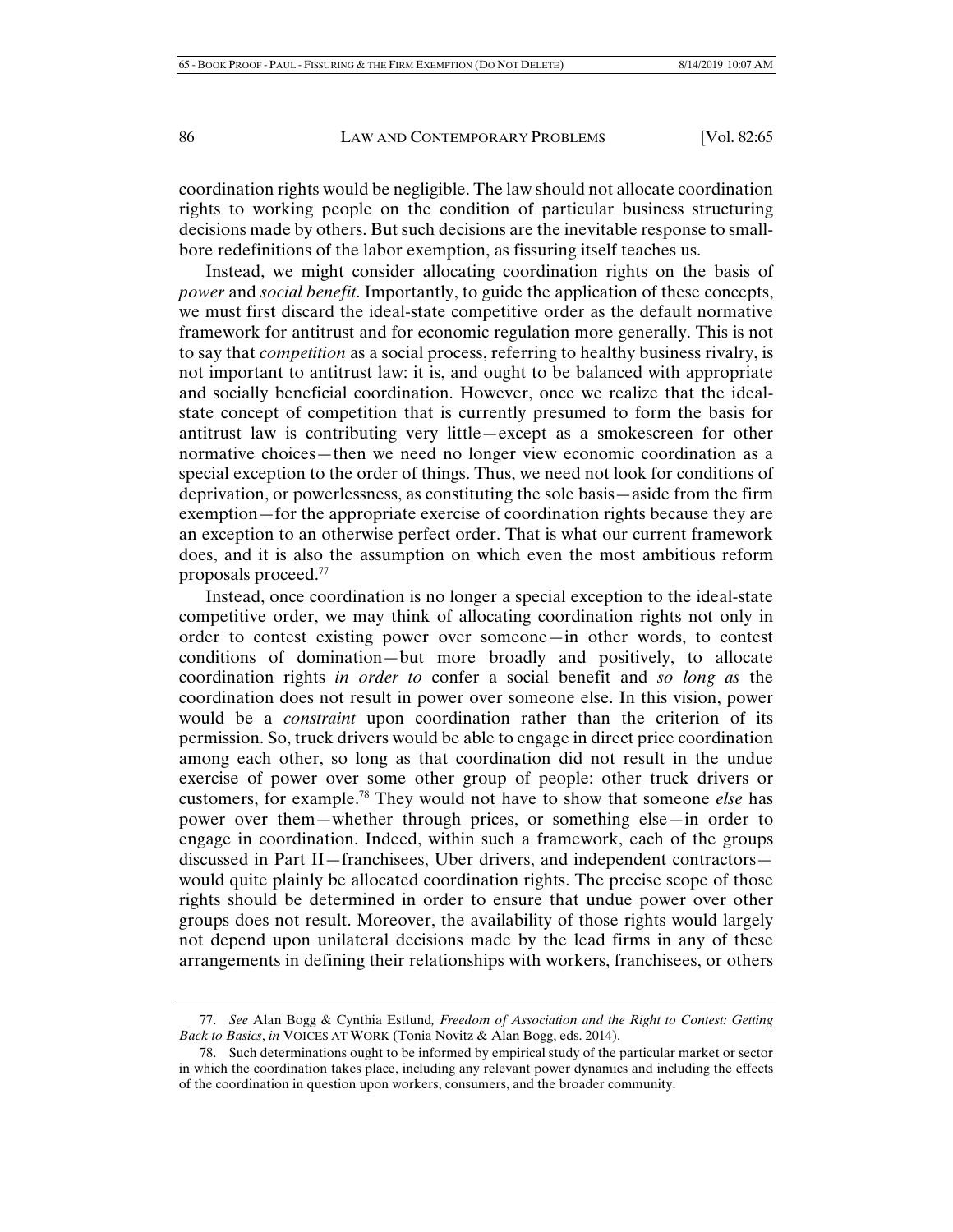coordination rights would be negligible. The law should not allocate coordination rights to working people on the condition of particular business structuring decisions made by others. But such decisions are the inevitable response to small-bore redefinitions of the labor exemption, as fissuring itself teaches us.

Instead, we might consider allocating coordination rights on the basis of *power* and *social benefit*. Importantly, to guide the application of these concepts, we must first discard the ideal-state competitive order as the default normative framework for antitrust and for economic regulation more generally. This is not to say that *competition* as a social process, referring to healthy business rivalry, is not important to antitrust law: it is, and ought to be balanced with appropriate and socially beneficial coordination. However, once we realize that the ideal-state concept of competition that is currently presumed to form the basis for antitrust law is contributing very little—except as a smokescreen for other normative choices—then we need no longer view economic coordination as a special exception to the order of things. Thus, we need not look for conditions of deprivation, or powerlessness, as constituting the sole basis—aside from the firm exemption—for the appropriate exercise of coordination rights because they are an exception to an otherwise perfect order. That is what our current framework does, and it is also the assumption on which even the most ambitious reform proposals proceed.[77]

Instead, once coordination is no longer a special exception to the ideal-state competitive order, we may think of allocating coordination rights not only in order to contest existing power over someone—in other words, to contest conditions of domination—but more broadly and positively, to allocate coordination rights *in order to* confer a social benefit and *so long as* the coordination does not result in power over someone else. In this vision, power would be a *constraint* upon coordination rather than the criterion of its permission. So, truck drivers would be able to engage in direct price coordination among each other, so long as that coordination did not result in the undue exercise of power over some other group of people: other truck drivers or customers, for example.[78] They would not have to show that someone *else* has power over them—whether through prices, or something else—in order to engage in coordination. Indeed, within such a framework, each of the groups discussed in Part II—franchisees, Uber drivers, and independent contractors—would quite plainly be allocated coordination rights. The precise scope of those rights should be determined in order to ensure that undue power over other groups does not result. Moreover, the availability of those rights would largely not depend upon unilateral decisions made by the lead firms in any of these arrangements in defining their relationships with workers, franchisees, or others

---

77. *See* Alan Bogg & Cynthia Estlund, *Freedom of Association and the Right to Contest: Getting Back to Basics*, *in* VOICES AT WORK (Tonia Novitz & Alan Bogg, eds. 2014).

78. Such determinations ought to be informed by empirical study of the particular market or sector in which the coordination takes place, including any relevant power dynamics and including the effects of the coordination in question upon workers, consumers, and the broader community.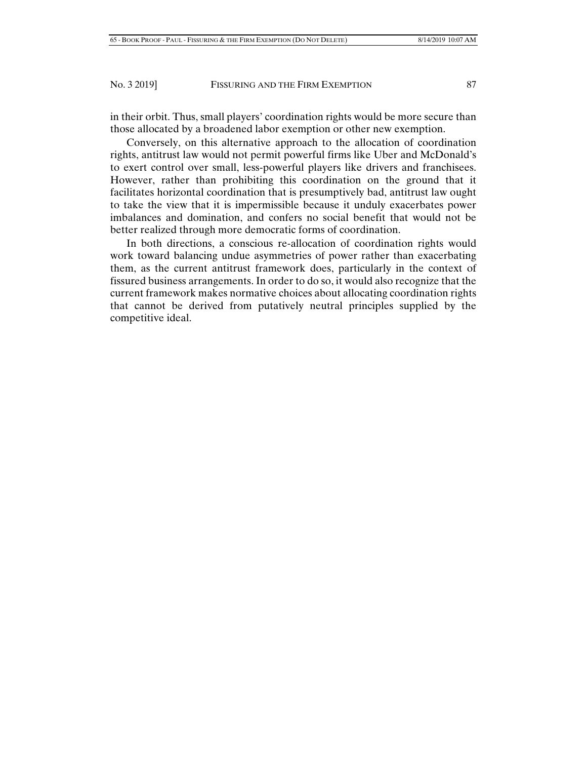in their orbit. Thus, small players' coordination rights would be more secure than those allocated by a broadened labor exemption or other new exemption.

Conversely, on this alternative approach to the allocation of coordination rights, antitrust law would not permit powerful firms like Uber and McDonald's to exert control over small, less-powerful players like drivers and franchisees. However, rather than prohibiting this coordination on the ground that it facilitates horizontal coordination that is presumptively bad, antitrust law ought to take the view that it is impermissible because it unduly exacerbates power imbalances and domination, and confers no social benefit that would not be better realized through more democratic forms of coordination.

In both directions, a conscious re-allocation of coordination rights would work toward balancing undue asymmetries of power rather than exacerbating them, as the current antitrust framework does, particularly in the context of fissured business arrangements. In order to do so, it would also recognize that the current framework makes normative choices about allocating coordination rights that cannot be derived from putatively neutral principles supplied by the competitive ideal.